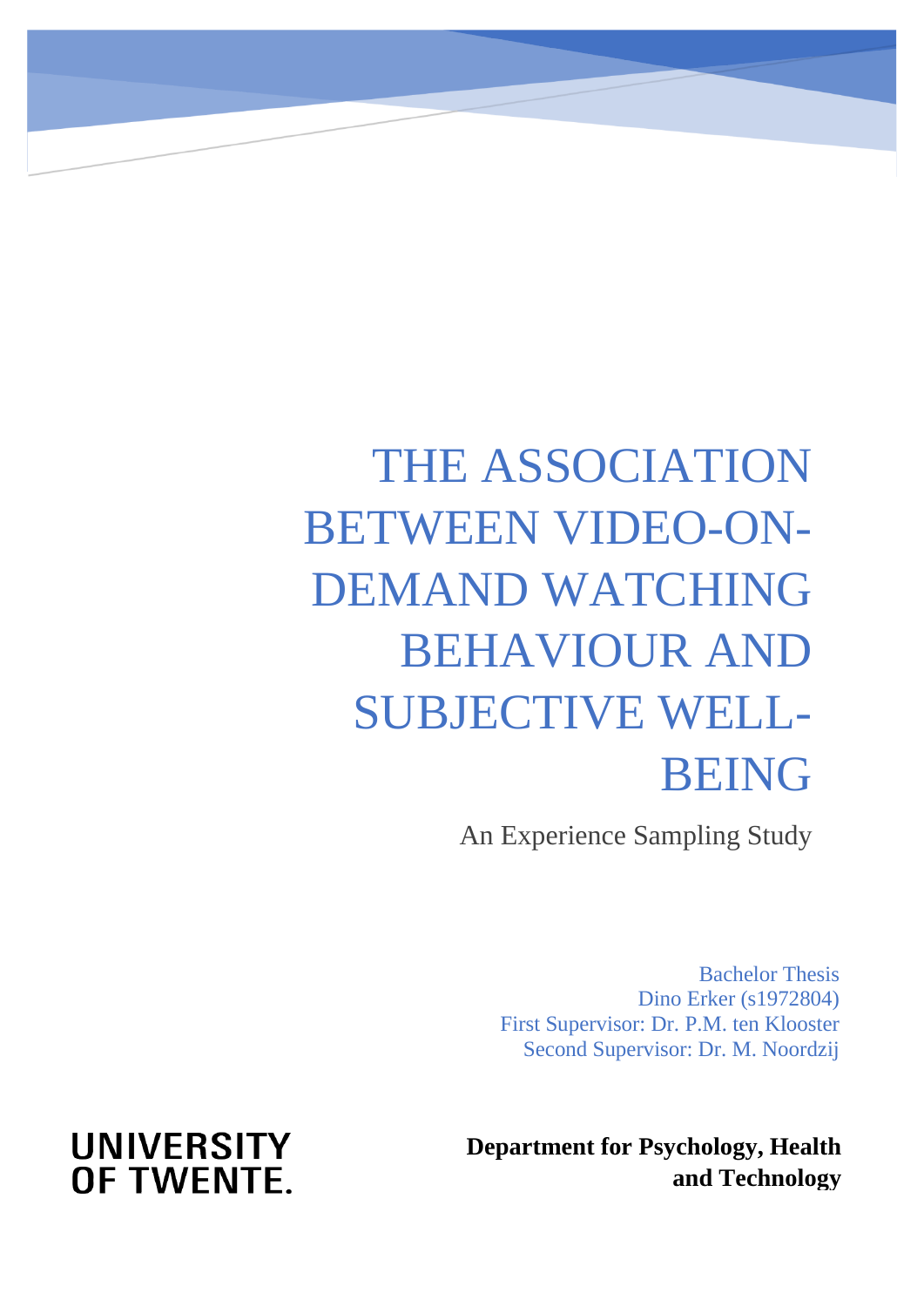# THE ASSOCIATION BETWEEN VIDEO-ON-DEMAND WATCHING BEHAVIOUR AND SUBJECTIVE WELL-BEING

An Experience Sampling Study

Bachelor Thesis
Dino Erker (s1972804)
First Supervisor: Dr. P.M. ten Klooster
Second Supervisor: Dr. M. Noordzij

UNIVERSITY OF TWENTE.

**Department for Psychology, Health and Technology**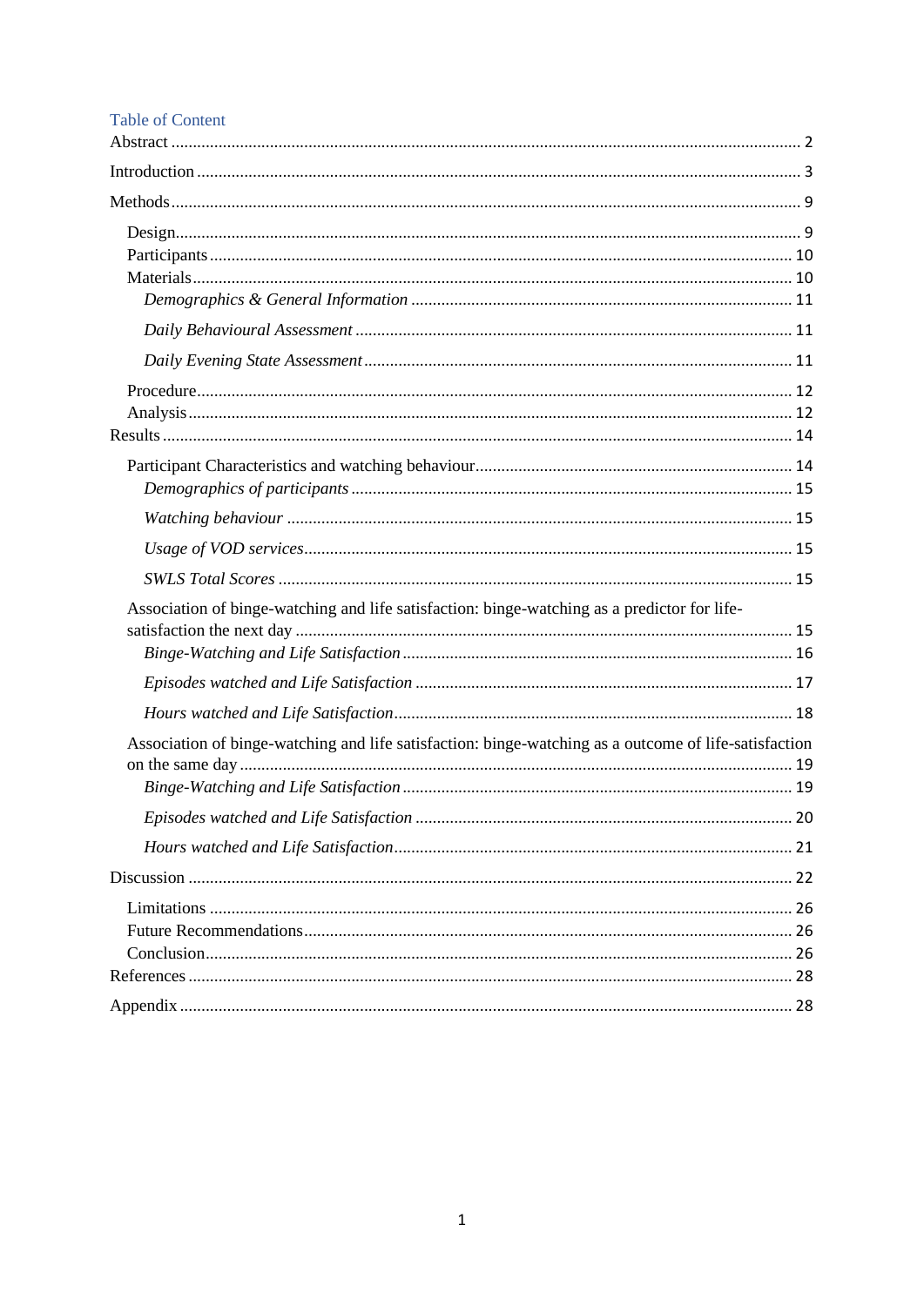## Table of Content

Abstract ..... 2

Introduction ..... 3

Methods ..... 9

- Design ..... 9
- Participants ..... 10
- Materials ..... 10
  - *Demographics & General Information* ..... 11
  - *Daily Behavioural Assessment* ..... 11
  - *Daily Evening State Assessment* ..... 11
- Procedure ..... 12
- Analysis ..... 12

Results ..... 14

- Participant Characteristics and watching behaviour ..... 14
  - *Demographics of participants* ..... 15
  - *Watching behaviour* ..... 15
  - *Usage of VOD services* ..... 15
  - *SWLS Total Scores* ..... 15
- Association of binge-watching and life satisfaction: binge-watching as a predictor for life-satisfaction the next day ..... 15
  - *Binge-Watching and Life Satisfaction* ..... 16
  - *Episodes watched and Life Satisfaction* ..... 17
  - *Hours watched and Life Satisfaction* ..... 18
- Association of binge-watching and life satisfaction: binge-watching as a outcome of life-satisfaction on the same day ..... 19
  - *Binge-Watching and Life Satisfaction* ..... 19
  - *Episodes watched and Life Satisfaction* ..... 20
  - *Hours watched and Life Satisfaction* ..... 21

Discussion ..... 22

- Limitations ..... 26
- Future Recommendations ..... 26
- Conclusion ..... 26

References ..... 28

Appendix ..... 28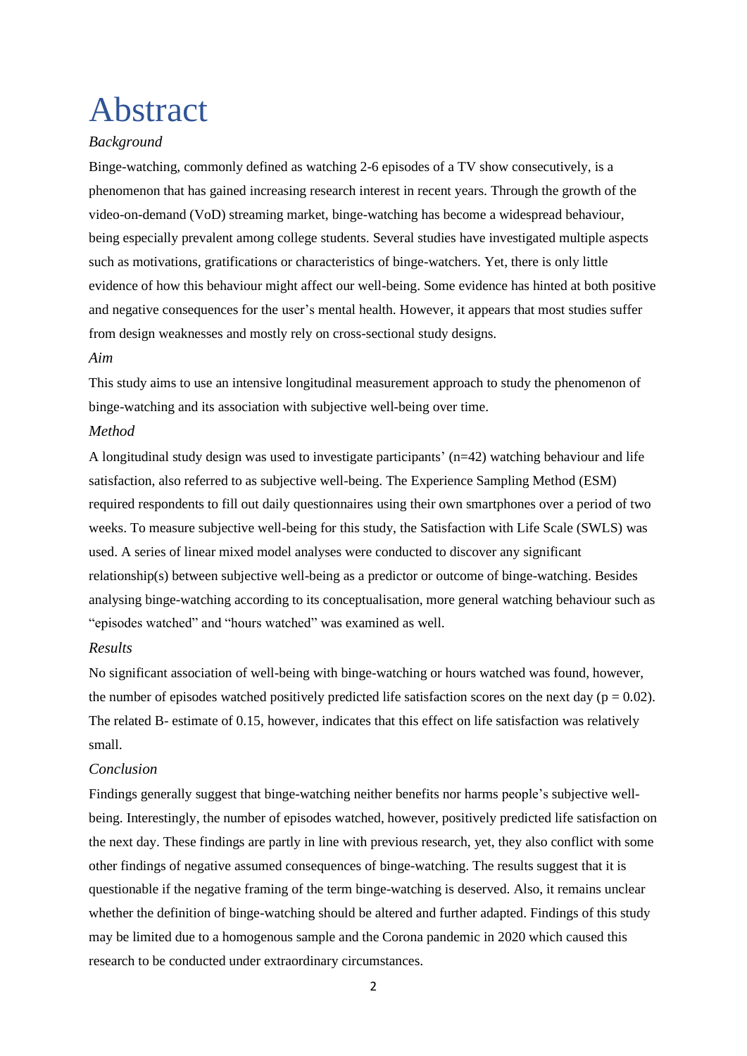# Abstract

*Background*

Binge-watching, commonly defined as watching 2-6 episodes of a TV show consecutively, is a phenomenon that has gained increasing research interest in recent years. Through the growth of the video-on-demand (VoD) streaming market, binge-watching has become a widespread behaviour, being especially prevalent among college students. Several studies have investigated multiple aspects such as motivations, gratifications or characteristics of binge-watchers. Yet, there is only little evidence of how this behaviour might affect our well-being. Some evidence has hinted at both positive and negative consequences for the user's mental health. However, it appears that most studies suffer from design weaknesses and mostly rely on cross-sectional study designs.

*Aim*

This study aims to use an intensive longitudinal measurement approach to study the phenomenon of binge-watching and its association with subjective well-being over time.

*Method*

A longitudinal study design was used to investigate participants' (n=42) watching behaviour and life satisfaction, also referred to as subjective well-being. The Experience Sampling Method (ESM) required respondents to fill out daily questionnaires using their own smartphones over a period of two weeks. To measure subjective well-being for this study, the Satisfaction with Life Scale (SWLS) was used. A series of linear mixed model analyses were conducted to discover any significant relationship(s) between subjective well-being as a predictor or outcome of binge-watching. Besides analysing binge-watching according to its conceptualisation, more general watching behaviour such as "episodes watched" and "hours watched" was examined as well.

*Results*

No significant association of well-being with binge-watching or hours watched was found, however, the number of episodes watched positively predicted life satisfaction scores on the next day ($p = 0.02$). The related B- estimate of 0.15, however, indicates that this effect on life satisfaction was relatively small.

*Conclusion*

Findings generally suggest that binge-watching neither benefits nor harms people's subjective well-being. Interestingly, the number of episodes watched, however, positively predicted life satisfaction on the next day. These findings are partly in line with previous research, yet, they also conflict with some other findings of negative assumed consequences of binge-watching. The results suggest that it is questionable if the negative framing of the term binge-watching is deserved. Also, it remains unclear whether the definition of binge-watching should be altered and further adapted. Findings of this study may be limited due to a homogenous sample and the Corona pandemic in 2020 which caused this research to be conducted under extraordinary circumstances.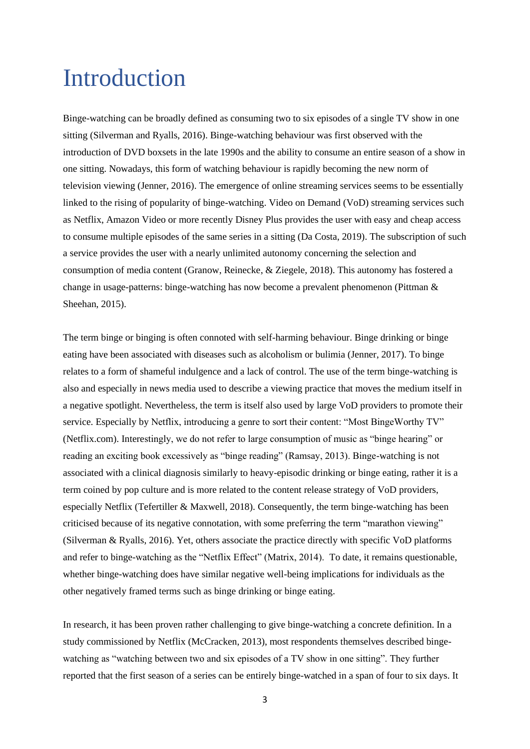# Introduction

Binge-watching can be broadly defined as consuming two to six episodes of a single TV show in one sitting (Silverman and Ryalls, 2016). Binge-watching behaviour was first observed with the introduction of DVD boxsets in the late 1990s and the ability to consume an entire season of a show in one sitting. Nowadays, this form of watching behaviour is rapidly becoming the new norm of television viewing (Jenner, 2016). The emergence of online streaming services seems to be essentially linked to the rising of popularity of binge-watching. Video on Demand (VoD) streaming services such as Netflix, Amazon Video or more recently Disney Plus provides the user with easy and cheap access to consume multiple episodes of the same series in a sitting (Da Costa, 2019). The subscription of such a service provides the user with a nearly unlimited autonomy concerning the selection and consumption of media content (Granow, Reinecke, & Ziegele, 2018). This autonomy has fostered a change in usage-patterns: binge-watching has now become a prevalent phenomenon (Pittman & Sheehan, 2015).

The term binge or binging is often connoted with self-harming behaviour. Binge drinking or binge eating have been associated with diseases such as alcoholism or bulimia (Jenner, 2017). To binge relates to a form of shameful indulgence and a lack of control. The use of the term binge-watching is also and especially in news media used to describe a viewing practice that moves the medium itself in a negative spotlight. Nevertheless, the term is itself also used by large VoD providers to promote their service. Especially by Netflix, introducing a genre to sort their content: "Most BingeWorthy TV" (Netflix.com). Interestingly, we do not refer to large consumption of music as "binge hearing" or reading an exciting book excessively as "binge reading" (Ramsay, 2013). Binge-watching is not associated with a clinical diagnosis similarly to heavy-episodic drinking or binge eating, rather it is a term coined by pop culture and is more related to the content release strategy of VoD providers, especially Netflix (Tefertiller & Maxwell, 2018). Consequently, the term binge-watching has been criticised because of its negative connotation, with some preferring the term "marathon viewing" (Silverman & Ryalls, 2016). Yet, others associate the practice directly with specific VoD platforms and refer to binge-watching as the "Netflix Effect" (Matrix, 2014). To date, it remains questionable, whether binge-watching does have similar negative well-being implications for individuals as the other negatively framed terms such as binge drinking or binge eating.

In research, it has been proven rather challenging to give binge-watching a concrete definition. In a study commissioned by Netflix (McCracken, 2013), most respondents themselves described binge-watching as "watching between two and six episodes of a TV show in one sitting". They further reported that the first season of a series can be entirely binge-watched in a span of four to six days. It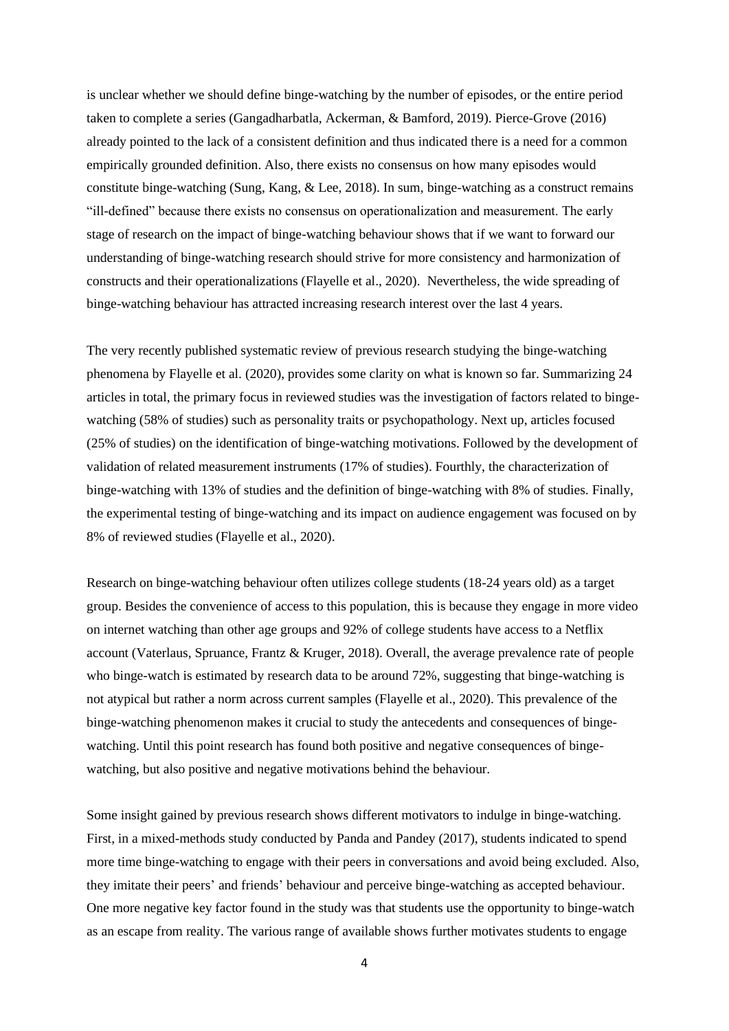is unclear whether we should define binge-watching by the number of episodes, or the entire period taken to complete a series (Gangadharbatla, Ackerman, & Bamford, 2019). Pierce-Grove (2016) already pointed to the lack of a consistent definition and thus indicated there is a need for a common empirically grounded definition. Also, there exists no consensus on how many episodes would constitute binge-watching (Sung, Kang, & Lee, 2018). In sum, binge-watching as a construct remains "ill-defined" because there exists no consensus on operationalization and measurement. The early stage of research on the impact of binge-watching behaviour shows that if we want to forward our understanding of binge-watching research should strive for more consistency and harmonization of constructs and their operationalizations (Flayelle et al., 2020). Nevertheless, the wide spreading of binge-watching behaviour has attracted increasing research interest over the last 4 years.

The very recently published systematic review of previous research studying the binge-watching phenomena by Flayelle et al. (2020), provides some clarity on what is known so far. Summarizing 24 articles in total, the primary focus in reviewed studies was the investigation of factors related to binge-watching (58% of studies) such as personality traits or psychopathology. Next up, articles focused (25% of studies) on the identification of binge-watching motivations. Followed by the development of validation of related measurement instruments (17% of studies). Fourthly, the characterization of binge-watching with 13% of studies and the definition of binge-watching with 8% of studies. Finally, the experimental testing of binge-watching and its impact on audience engagement was focused on by 8% of reviewed studies (Flayelle et al., 2020).

Research on binge-watching behaviour often utilizes college students (18-24 years old) as a target group. Besides the convenience of access to this population, this is because they engage in more video on internet watching than other age groups and 92% of college students have access to a Netflix account (Vaterlaus, Spruance, Frantz & Kruger, 2018). Overall, the average prevalence rate of people who binge-watch is estimated by research data to be around 72%, suggesting that binge-watching is not atypical but rather a norm across current samples (Flayelle et al., 2020). This prevalence of the binge-watching phenomenon makes it crucial to study the antecedents and consequences of binge-watching. Until this point research has found both positive and negative consequences of binge-watching, but also positive and negative motivations behind the behaviour.

Some insight gained by previous research shows different motivators to indulge in binge-watching. First, in a mixed-methods study conducted by Panda and Pandey (2017), students indicated to spend more time binge-watching to engage with their peers in conversations and avoid being excluded. Also, they imitate their peers' and friends' behaviour and perceive binge-watching as accepted behaviour. One more negative key factor found in the study was that students use the opportunity to binge-watch as an escape from reality. The various range of available shows further motivates students to engage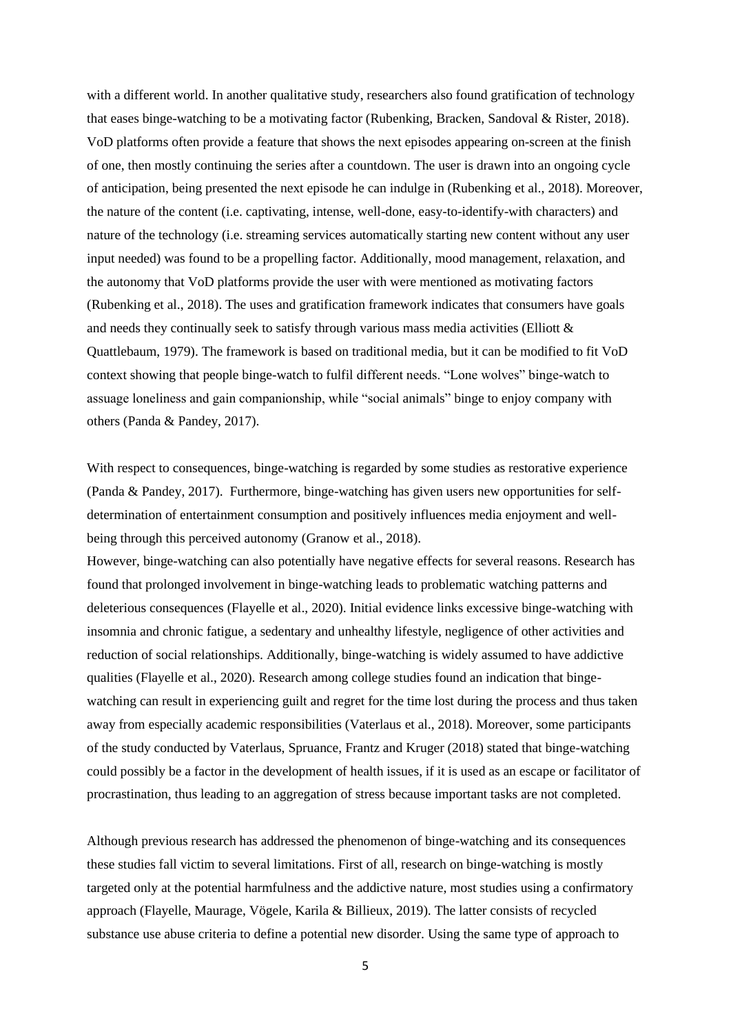with a different world. In another qualitative study, researchers also found gratification of technology that eases binge-watching to be a motivating factor (Rubenking, Bracken, Sandoval & Rister, 2018). VoD platforms often provide a feature that shows the next episodes appearing on-screen at the finish of one, then mostly continuing the series after a countdown. The user is drawn into an ongoing cycle of anticipation, being presented the next episode he can indulge in (Rubenking et al., 2018). Moreover, the nature of the content (i.e. captivating, intense, well-done, easy-to-identify-with characters) and nature of the technology (i.e. streaming services automatically starting new content without any user input needed) was found to be a propelling factor. Additionally, mood management, relaxation, and the autonomy that VoD platforms provide the user with were mentioned as motivating factors (Rubenking et al., 2018). The uses and gratification framework indicates that consumers have goals and needs they continually seek to satisfy through various mass media activities (Elliott & Quattlebaum, 1979). The framework is based on traditional media, but it can be modified to fit VoD context showing that people binge-watch to fulfil different needs. "Lone wolves" binge-watch to assuage loneliness and gain companionship, while "social animals" binge to enjoy company with others (Panda & Pandey, 2017).

With respect to consequences, binge-watching is regarded by some studies as restorative experience (Panda & Pandey, 2017). Furthermore, binge-watching has given users new opportunities for self-determination of entertainment consumption and positively influences media enjoyment and well-being through this perceived autonomy (Granow et al., 2018).
However, binge-watching can also potentially have negative effects for several reasons. Research has found that prolonged involvement in binge-watching leads to problematic watching patterns and deleterious consequences (Flayelle et al., 2020). Initial evidence links excessive binge-watching with insomnia and chronic fatigue, a sedentary and unhealthy lifestyle, negligence of other activities and reduction of social relationships. Additionally, binge-watching is widely assumed to have addictive qualities (Flayelle et al., 2020). Research among college studies found an indication that binge-watching can result in experiencing guilt and regret for the time lost during the process and thus taken away from especially academic responsibilities (Vaterlaus et al., 2018). Moreover, some participants of the study conducted by Vaterlaus, Spruance, Frantz and Kruger (2018) stated that binge-watching could possibly be a factor in the development of health issues, if it is used as an escape or facilitator of procrastination, thus leading to an aggregation of stress because important tasks are not completed.

Although previous research has addressed the phenomenon of binge-watching and its consequences these studies fall victim to several limitations. First of all, research on binge-watching is mostly targeted only at the potential harmfulness and the addictive nature, most studies using a confirmatory approach (Flayelle, Maurage, Vögele, Karila & Billieux, 2019). The latter consists of recycled substance use abuse criteria to define a potential new disorder. Using the same type of approach to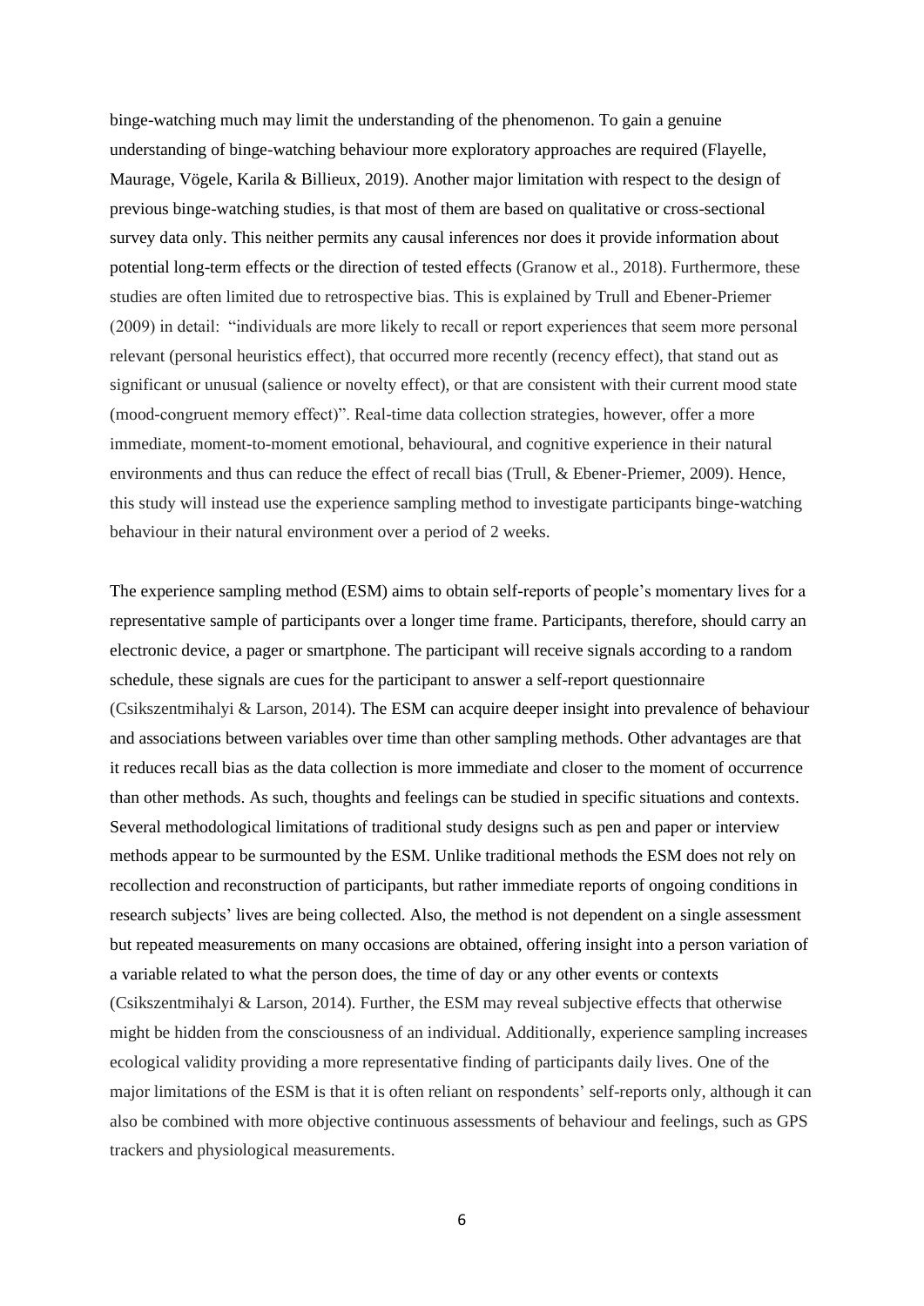binge-watching much may limit the understanding of the phenomenon. To gain a genuine understanding of binge-watching behaviour more exploratory approaches are required (Flayelle, Maurage, Vögele, Karila & Billieux, 2019). Another major limitation with respect to the design of previous binge-watching studies, is that most of them are based on qualitative or cross-sectional survey data only. This neither permits any causal inferences nor does it provide information about potential long-term effects or the direction of tested effects (Granow et al., 2018). Furthermore, these studies are often limited due to retrospective bias. This is explained by Trull and Ebener-Priemer (2009) in detail: "individuals are more likely to recall or report experiences that seem more personal relevant (personal heuristics effect), that occurred more recently (recency effect), that stand out as significant or unusual (salience or novelty effect), or that are consistent with their current mood state (mood-congruent memory effect)". Real-time data collection strategies, however, offer a more immediate, moment-to-moment emotional, behavioural, and cognitive experience in their natural environments and thus can reduce the effect of recall bias (Trull, & Ebener-Priemer, 2009). Hence, this study will instead use the experience sampling method to investigate participants binge-watching behaviour in their natural environment over a period of 2 weeks.

The experience sampling method (ESM) aims to obtain self-reports of people's momentary lives for a representative sample of participants over a longer time frame. Participants, therefore, should carry an electronic device, a pager or smartphone. The participant will receive signals according to a random schedule, these signals are cues for the participant to answer a self-report questionnaire (Csikszentmihalyi & Larson, 2014). The ESM can acquire deeper insight into prevalence of behaviour and associations between variables over time than other sampling methods. Other advantages are that it reduces recall bias as the data collection is more immediate and closer to the moment of occurrence than other methods. As such, thoughts and feelings can be studied in specific situations and contexts. Several methodological limitations of traditional study designs such as pen and paper or interview methods appear to be surmounted by the ESM. Unlike traditional methods the ESM does not rely on recollection and reconstruction of participants, but rather immediate reports of ongoing conditions in research subjects' lives are being collected. Also, the method is not dependent on a single assessment but repeated measurements on many occasions are obtained, offering insight into a person variation of a variable related to what the person does, the time of day or any other events or contexts (Csikszentmihalyi & Larson, 2014). Further, the ESM may reveal subjective effects that otherwise might be hidden from the consciousness of an individual. Additionally, experience sampling increases ecological validity providing a more representative finding of participants daily lives. One of the major limitations of the ESM is that it is often reliant on respondents' self-reports only, although it can also be combined with more objective continuous assessments of behaviour and feelings, such as GPS trackers and physiological measurements.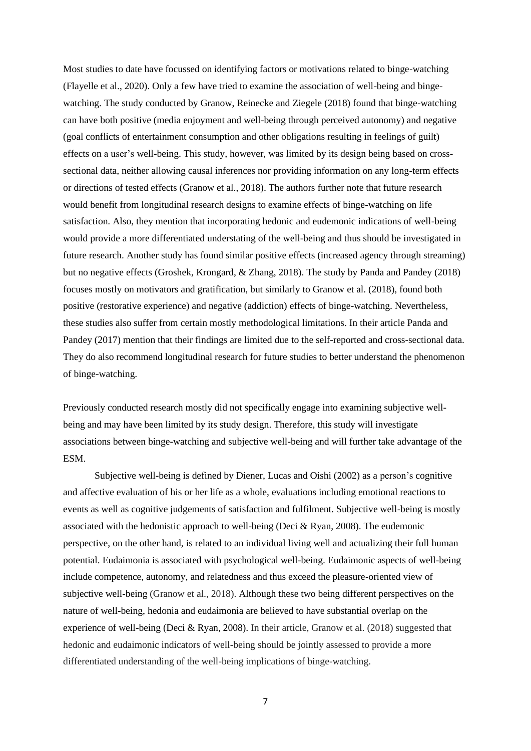Most studies to date have focussed on identifying factors or motivations related to binge-watching (Flayelle et al., 2020). Only a few have tried to examine the association of well-being and binge-watching. The study conducted by Granow, Reinecke and Ziegele (2018) found that binge-watching can have both positive (media enjoyment and well-being through perceived autonomy) and negative (goal conflicts of entertainment consumption and other obligations resulting in feelings of guilt) effects on a user's well-being. This study, however, was limited by its design being based on cross-sectional data, neither allowing causal inferences nor providing information on any long-term effects or directions of tested effects (Granow et al., 2018). The authors further note that future research would benefit from longitudinal research designs to examine effects of binge-watching on life satisfaction. Also, they mention that incorporating hedonic and eudemonic indications of well-being would provide a more differentiated understating of the well-being and thus should be investigated in future research. Another study has found similar positive effects (increased agency through streaming) but no negative effects (Groshek, Krongard, & Zhang, 2018). The study by Panda and Pandey (2018) focuses mostly on motivators and gratification, but similarly to Granow et al. (2018), found both positive (restorative experience) and negative (addiction) effects of binge-watching. Nevertheless, these studies also suffer from certain mostly methodological limitations. In their article Panda and Pandey (2017) mention that their findings are limited due to the self-reported and cross-sectional data. They do also recommend longitudinal research for future studies to better understand the phenomenon of binge-watching.

Previously conducted research mostly did not specifically engage into examining subjective well-being and may have been limited by its study design. Therefore, this study will investigate associations between binge-watching and subjective well-being and will further take advantage of the ESM.

Subjective well-being is defined by Diener, Lucas and Oishi (2002) as a person's cognitive and affective evaluation of his or her life as a whole, evaluations including emotional reactions to events as well as cognitive judgements of satisfaction and fulfilment. Subjective well-being is mostly associated with the hedonistic approach to well-being (Deci & Ryan, 2008). The eudemonic perspective, on the other hand, is related to an individual living well and actualizing their full human potential. Eudaimonia is associated with psychological well-being. Eudaimonic aspects of well-being include competence, autonomy, and relatedness and thus exceed the pleasure-oriented view of subjective well-being (Granow et al., 2018). Although these two being different perspectives on the nature of well-being, hedonia and eudaimonia are believed to have substantial overlap on the experience of well-being (Deci & Ryan, 2008). In their article, Granow et al. (2018) suggested that hedonic and eudaimonic indicators of well-being should be jointly assessed to provide a more differentiated understanding of the well-being implications of binge-watching.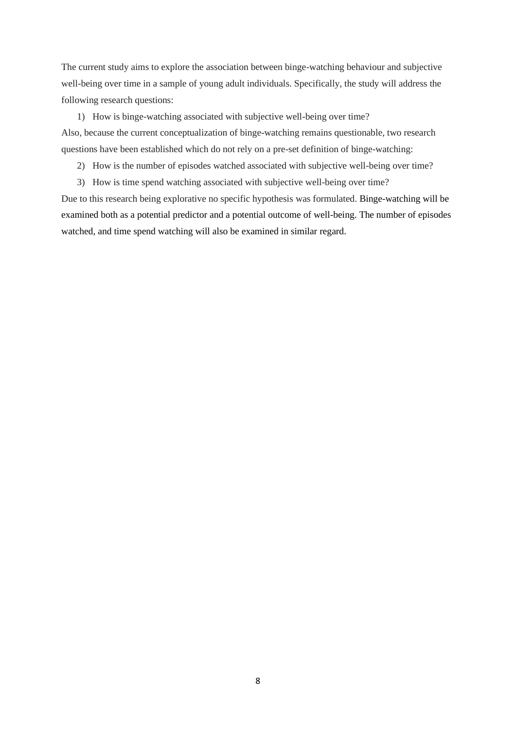The current study aims to explore the association between binge-watching behaviour and subjective well-being over time in a sample of young adult individuals. Specifically, the study will address the following research questions:

1) How is binge-watching associated with subjective well-being over time?

Also, because the current conceptualization of binge-watching remains questionable, two research questions have been established which do not rely on a pre-set definition of binge-watching:

2) How is the number of episodes watched associated with subjective well-being over time?
3) How is time spend watching associated with subjective well-being over time?

Due to this research being explorative no specific hypothesis was formulated. Binge-watching will be examined both as a potential predictor and a potential outcome of well-being. The number of episodes watched, and time spend watching will also be examined in similar regard.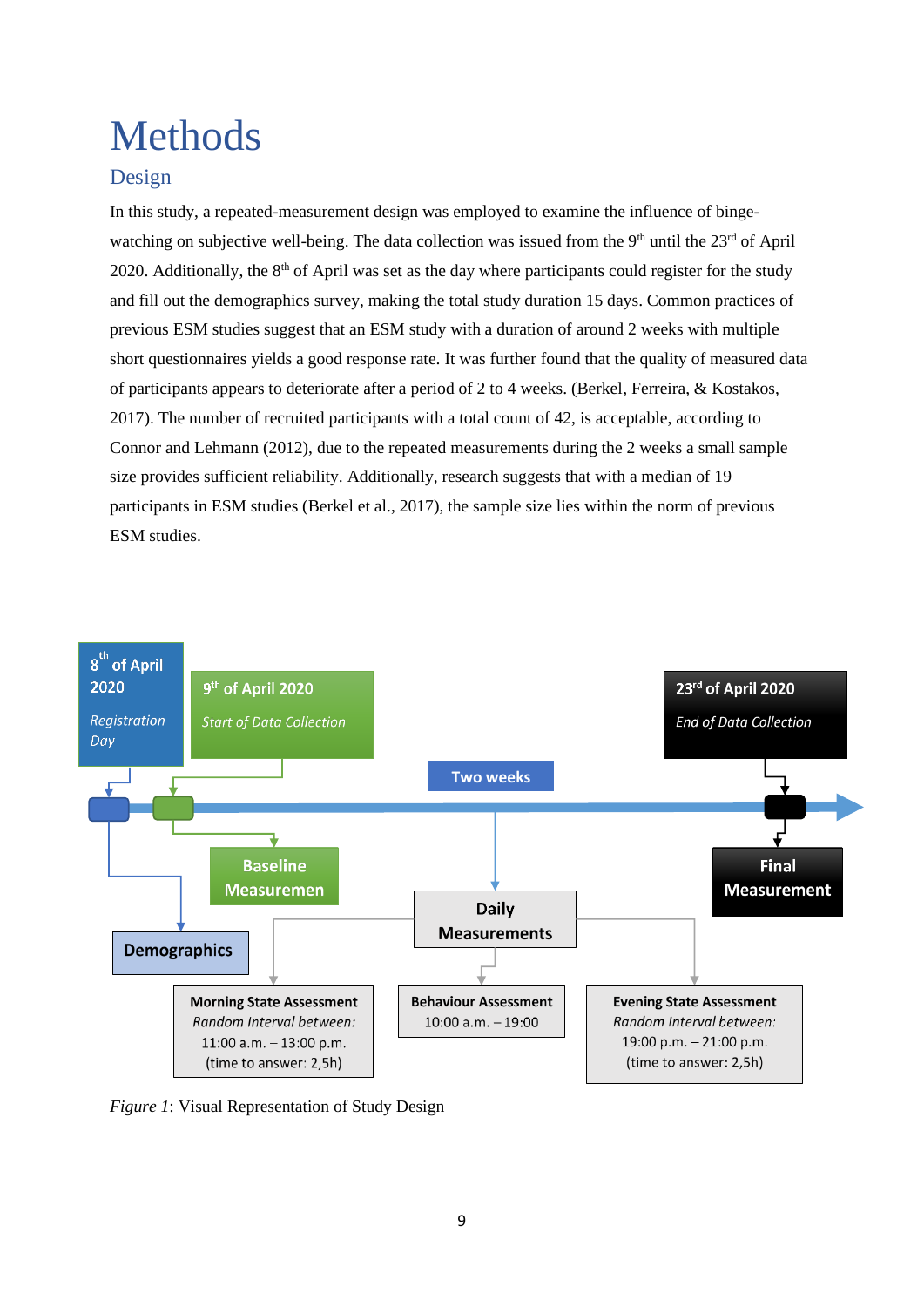# Methods

## Design

In this study, a repeated-measurement design was employed to examine the influence of binge-watching on subjective well-being. The data collection was issued from the 9th until the 23rd of April 2020. Additionally, the 8th of April was set as the day where participants could register for the study and fill out the demographics survey, making the total study duration 15 days. Common practices of previous ESM studies suggest that an ESM study with a duration of around 2 weeks with multiple short questionnaires yields a good response rate. It was further found that the quality of measured data of participants appears to deteriorate after a period of 2 to 4 weeks. (Berkel, Ferreira, & Kostakos, 2017). The number of recruited participants with a total count of 42, is acceptable, according to Connor and Lehmann (2012), due to the repeated measurements during the 2 weeks a small sample size provides sufficient reliability. Additionally, research suggests that with a median of 19 participants in ESM studies (Berkel et al., 2017), the sample size lies within the norm of previous ESM studies.

*Figure 1*: Visual Representation of Study Design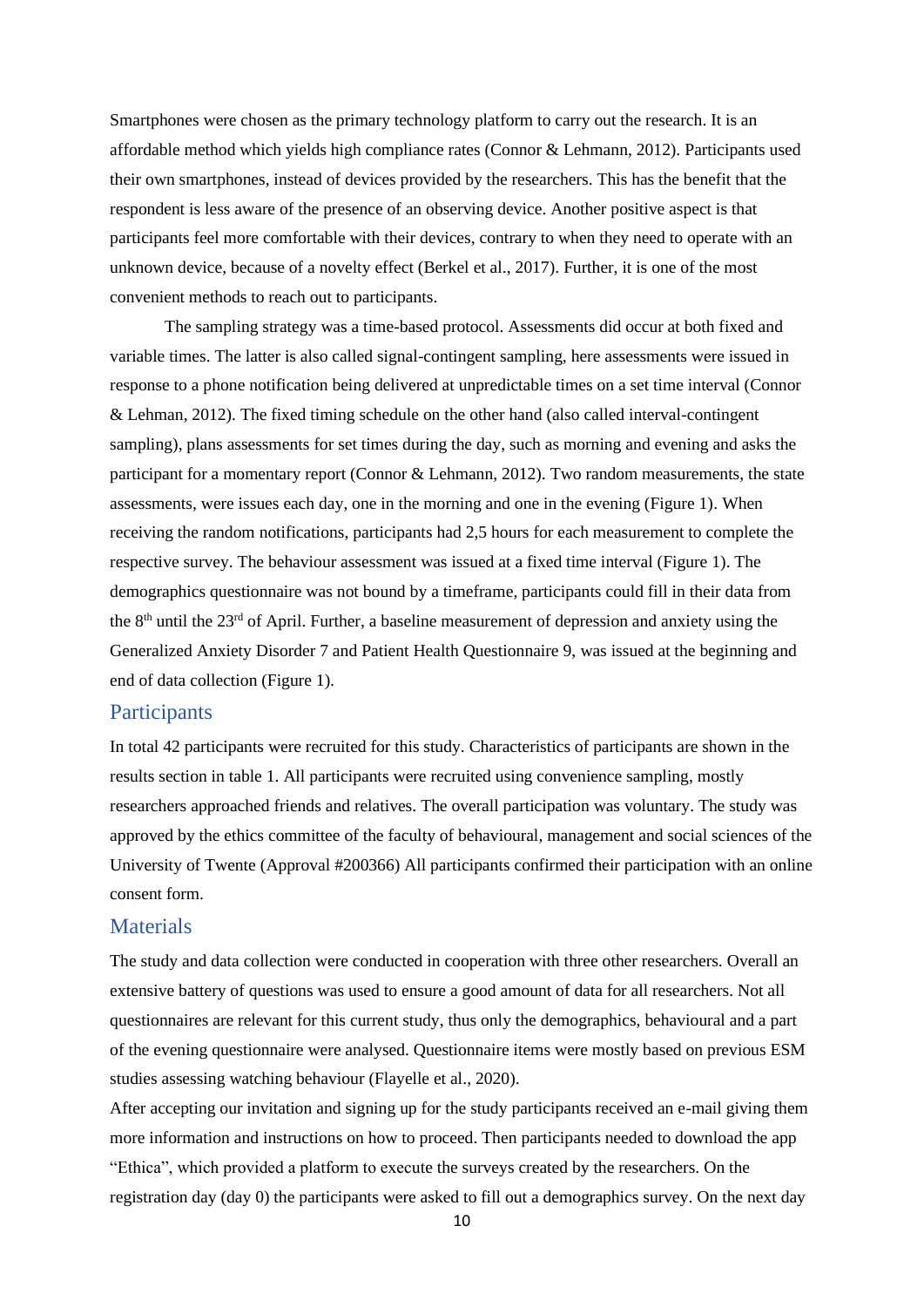Smartphones were chosen as the primary technology platform to carry out the research. It is an affordable method which yields high compliance rates (Connor & Lehmann, 2012). Participants used their own smartphones, instead of devices provided by the researchers. This has the benefit that the respondent is less aware of the presence of an observing device. Another positive aspect is that participants feel more comfortable with their devices, contrary to when they need to operate with an unknown device, because of a novelty effect (Berkel et al., 2017). Further, it is one of the most convenient methods to reach out to participants.

The sampling strategy was a time-based protocol. Assessments did occur at both fixed and variable times. The latter is also called signal-contingent sampling, here assessments were issued in response to a phone notification being delivered at unpredictable times on a set time interval (Connor & Lehman, 2012). The fixed timing schedule on the other hand (also called interval-contingent sampling), plans assessments for set times during the day, such as morning and evening and asks the participant for a momentary report (Connor & Lehmann, 2012). Two random measurements, the state assessments, were issues each day, one in the morning and one in the evening (Figure 1). When receiving the random notifications, participants had 2,5 hours for each measurement to complete the respective survey. The behaviour assessment was issued at a fixed time interval (Figure 1). The demographics questionnaire was not bound by a timeframe, participants could fill in their data from the 8th until the 23rd of April. Further, a baseline measurement of depression and anxiety using the Generalized Anxiety Disorder 7 and Patient Health Questionnaire 9, was issued at the beginning and end of data collection (Figure 1).

## Participants

In total 42 participants were recruited for this study. Characteristics of participants are shown in the results section in table 1. All participants were recruited using convenience sampling, mostly researchers approached friends and relatives. The overall participation was voluntary. The study was approved by the ethics committee of the faculty of behavioural, management and social sciences of the University of Twente (Approval #200366) All participants confirmed their participation with an online consent form.

## Materials

The study and data collection were conducted in cooperation with three other researchers. Overall an extensive battery of questions was used to ensure a good amount of data for all researchers. Not all questionnaires are relevant for this current study, thus only the demographics, behavioural and a part of the evening questionnaire were analysed. Questionnaire items were mostly based on previous ESM studies assessing watching behaviour (Flayelle et al., 2020).

After accepting our invitation and signing up for the study participants received an e-mail giving them more information and instructions on how to proceed. Then participants needed to download the app "Ethica", which provided a platform to execute the surveys created by the researchers. On the registration day (day 0) the participants were asked to fill out a demographics survey. On the next day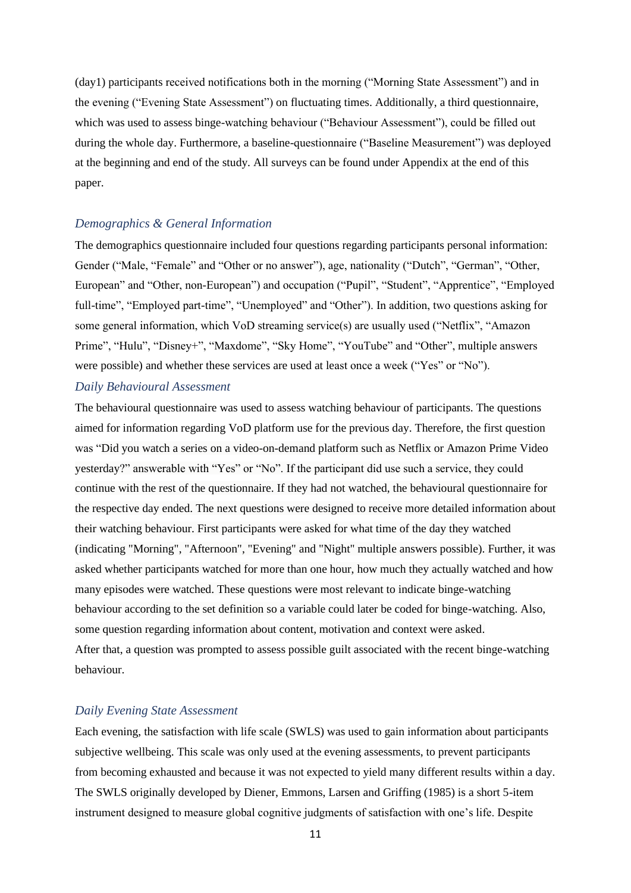(day1) participants received notifications both in the morning ("Morning State Assessment") and in the evening ("Evening State Assessment") on fluctuating times. Additionally, a third questionnaire, which was used to assess binge-watching behaviour ("Behaviour Assessment"), could be filled out during the whole day. Furthermore, a baseline-questionnaire ("Baseline Measurement") was deployed at the beginning and end of the study. All surveys can be found under Appendix at the end of this paper.

### *Demographics & General Information*

The demographics questionnaire included four questions regarding participants personal information: Gender ("Male, "Female" and "Other or no answer"), age, nationality ("Dutch", "German", "Other, European" and "Other, non-European") and occupation ("Pupil", "Student", "Apprentice", "Employed full-time", "Employed part-time", "Unemployed" and "Other"). In addition, two questions asking for some general information, which VoD streaming service(s) are usually used ("Netflix", "Amazon Prime", "Hulu", "Disney+", "Maxdome", "Sky Home", "YouTube" and "Other", multiple answers were possible) and whether these services are used at least once a week ("Yes" or "No").

### *Daily Behavioural Assessment*

The behavioural questionnaire was used to assess watching behaviour of participants. The questions aimed for information regarding VoD platform use for the previous day. Therefore, the first question was "Did you watch a series on a video-on-demand platform such as Netflix or Amazon Prime Video yesterday?" answerable with "Yes" or "No". If the participant did use such a service, they could continue with the rest of the questionnaire. If they had not watched, the behavioural questionnaire for the respective day ended. The next questions were designed to receive more detailed information about their watching behaviour. First participants were asked for what time of the day they watched (indicating "Morning", "Afternoon", "Evening" and "Night" multiple answers possible). Further, it was asked whether participants watched for more than one hour, how much they actually watched and how many episodes were watched. These questions were most relevant to indicate binge-watching behaviour according to the set definition so a variable could later be coded for binge-watching. Also, some question regarding information about content, motivation and context were asked.
After that, a question was prompted to assess possible guilt associated with the recent binge-watching behaviour.

### *Daily Evening State Assessment*

Each evening, the satisfaction with life scale (SWLS) was used to gain information about participants subjective wellbeing. This scale was only used at the evening assessments, to prevent participants from becoming exhausted and because it was not expected to yield many different results within a day. The SWLS originally developed by Diener, Emmons, Larsen and Griffing (1985) is a short 5-item instrument designed to measure global cognitive judgments of satisfaction with one's life. Despite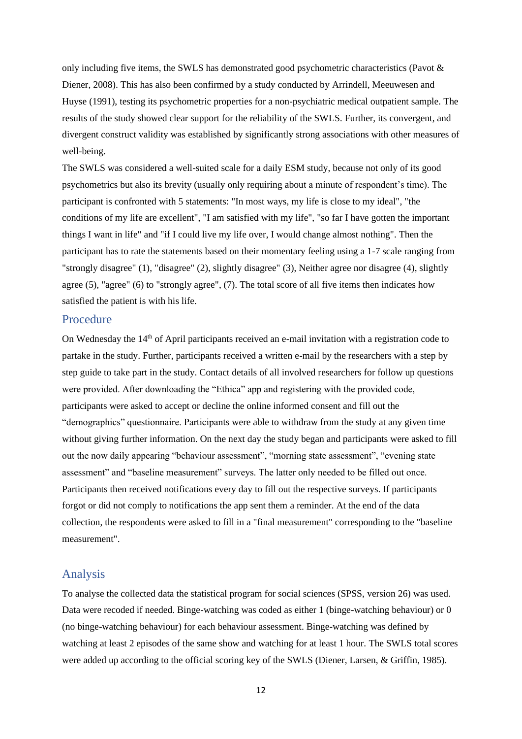only including five items, the SWLS has demonstrated good psychometric characteristics (Pavot & Diener, 2008). This has also been confirmed by a study conducted by Arrindell, Meeuwesen and Huyse (1991), testing its psychometric properties for a non-psychiatric medical outpatient sample. The results of the study showed clear support for the reliability of the SWLS. Further, its convergent, and divergent construct validity was established by significantly strong associations with other measures of well-being.

The SWLS was considered a well-suited scale for a daily ESM study, because not only of its good psychometrics but also its brevity (usually only requiring about a minute of respondent's time). The participant is confronted with 5 statements: "In most ways, my life is close to my ideal", "the conditions of my life are excellent", "I am satisfied with my life", "so far I have gotten the important things I want in life" and "if I could live my life over, I would change almost nothing". Then the participant has to rate the statements based on their momentary feeling using a 1-7 scale ranging from "strongly disagree" (1), "disagree" (2), slightly disagree" (3), Neither agree nor disagree (4), slightly agree (5), "agree" (6) to "strongly agree", (7). The total score of all five items then indicates how satisfied the patient is with his life.

## Procedure

On Wednesday the 14th of April participants received an e-mail invitation with a registration code to partake in the study. Further, participants received a written e-mail by the researchers with a step by step guide to take part in the study. Contact details of all involved researchers for follow up questions were provided. After downloading the "Ethica" app and registering with the provided code, participants were asked to accept or decline the online informed consent and fill out the "demographics" questionnaire. Participants were able to withdraw from the study at any given time without giving further information. On the next day the study began and participants were asked to fill out the now daily appearing "behaviour assessment", "morning state assessment", "evening state assessment" and "baseline measurement" surveys. The latter only needed to be filled out once. Participants then received notifications every day to fill out the respective surveys. If participants forgot or did not comply to notifications the app sent them a reminder. At the end of the data collection, the respondents were asked to fill in a "final measurement" corresponding to the "baseline measurement".

## Analysis

To analyse the collected data the statistical program for social sciences (SPSS, version 26) was used. Data were recoded if needed. Binge-watching was coded as either 1 (binge-watching behaviour) or 0 (no binge-watching behaviour) for each behaviour assessment. Binge-watching was defined by watching at least 2 episodes of the same show and watching for at least 1 hour. The SWLS total scores were added up according to the official scoring key of the SWLS (Diener, Larsen, & Griffin, 1985).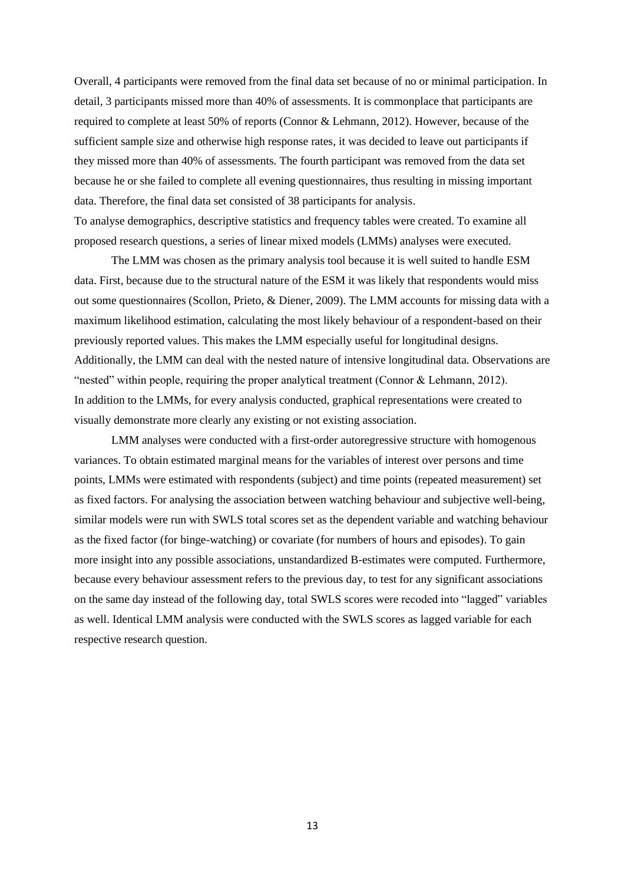Overall, 4 participants were removed from the final data set because of no or minimal participation. In detail, 3 participants missed more than 40% of assessments. It is commonplace that participants are required to complete at least 50% of reports (Connor & Lehmann, 2012). However, because of the sufficient sample size and otherwise high response rates, it was decided to leave out participants if they missed more than 40% of assessments. The fourth participant was removed from the data set because he or she failed to complete all evening questionnaires, thus resulting in missing important data. Therefore, the final data set consisted of 38 participants for analysis.

To analyse demographics, descriptive statistics and frequency tables were created. To examine all proposed research questions, a series of linear mixed models (LMMs) analyses were executed.

The LMM was chosen as the primary analysis tool because it is well suited to handle ESM data. First, because due to the structural nature of the ESM it was likely that respondents would miss out some questionnaires (Scollon, Prieto, & Diener, 2009). The LMM accounts for missing data with a maximum likelihood estimation, calculating the most likely behaviour of a respondent-based on their previously reported values. This makes the LMM especially useful for longitudinal designs. Additionally, the LMM can deal with the nested nature of intensive longitudinal data. Observations are "nested" within people, requiring the proper analytical treatment (Connor & Lehmann, 2012).

In addition to the LMMs, for every analysis conducted, graphical representations were created to visually demonstrate more clearly any existing or not existing association.

LMM analyses were conducted with a first-order autoregressive structure with homogenous variances. To obtain estimated marginal means for the variables of interest over persons and time points, LMMs were estimated with respondents (subject) and time points (repeated measurement) set as fixed factors. For analysing the association between watching behaviour and subjective well-being, similar models were run with SWLS total scores set as the dependent variable and watching behaviour as the fixed factor (for binge-watching) or covariate (for numbers of hours and episodes). To gain more insight into any possible associations, unstandardized B-estimates were computed. Furthermore, because every behaviour assessment refers to the previous day, to test for any significant associations on the same day instead of the following day, total SWLS scores were recoded into "lagged" variables as well. Identical LMM analysis were conducted with the SWLS scores as lagged variable for each respective research question.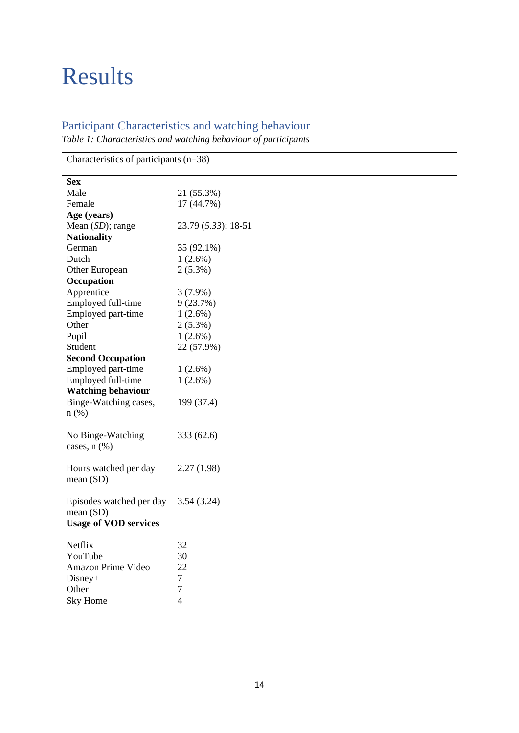# Results

## Participant Characteristics and watching behaviour

*Table 1: Characteristics and watching behaviour of participants*

| Characteristics of participants (n=38) | |
|---|---|
| **Sex** | |
| Male | 21 (55.3%) |
| Female | 17 (44.7%) |
| **Age (years)** | |
| Mean (*SD*); range | 23.79 (*5.33*); 18-51 |
| **Nationality** | |
| German | 35 (92.1%) |
| Dutch | 1 (2.6%) |
| Other European | 2 (5.3%) |
| **Occupation** | |
| Apprentice | 3 (7.9%) |
| Employed full-time | 9 (23.7%) |
| Employed part-time | 1 (2.6%) |
| Other | 2 (5.3%) |
| Pupil | 1 (2.6%) |
| Student | 22 (57.9%) |
| **Second Occupation** | |
| Employed part-time | 1 (2.6%) |
| Employed full-time | 1 (2.6%) |
| **Watching behaviour** | |
| Binge-Watching cases, n (%) | 199 (37.4) |
| No Binge-Watching cases, n (%) | 333 (62.6) |
| Hours watched per day mean (SD) | 2.27 (1.98) |
| Episodes watched per day mean (SD) | 3.54 (3.24) |
| **Usage of VOD services** | |
| Netflix | 32 |
| YouTube | 30 |
| Amazon Prime Video | 22 |
| Disney+ | 7 |
| Other | 7 |
| Sky Home | 4 |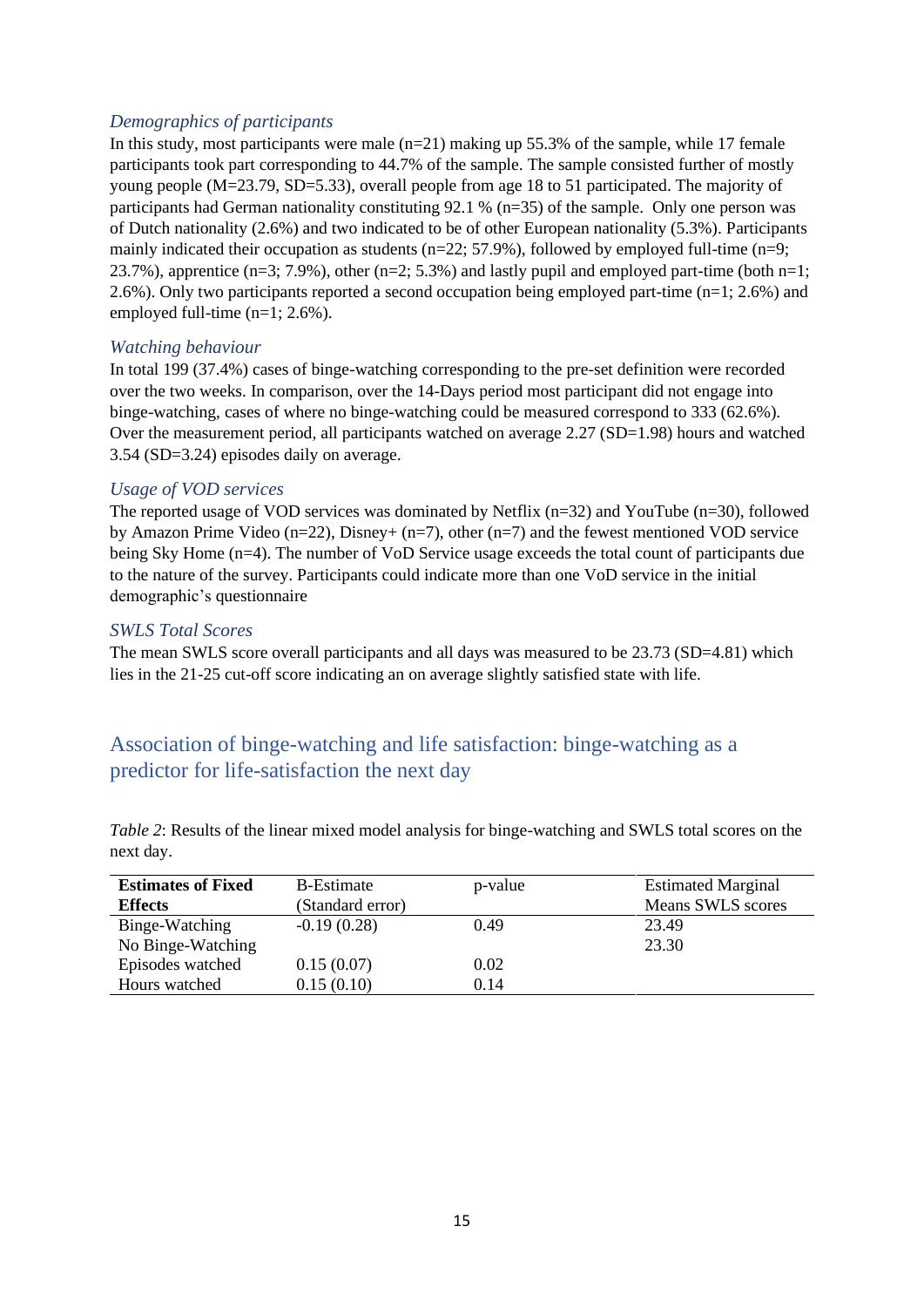### *Demographics of participants*

In this study, most participants were male (n=21) making up 55.3% of the sample, while 17 female participants took part corresponding to 44.7% of the sample. The sample consisted further of mostly young people (M=23.79, SD=5.33), overall people from age 18 to 51 participated. The majority of participants had German nationality constituting 92.1 % (n=35) of the sample. Only one person was of Dutch nationality (2.6%) and two indicated to be of other European nationality (5.3%). Participants mainly indicated their occupation as students (n=22; 57.9%), followed by employed full-time (n=9; 23.7%), apprentice (n=3; 7.9%), other (n=2; 5.3%) and lastly pupil and employed part-time (both n=1; 2.6%). Only two participants reported a second occupation being employed part-time (n=1; 2.6%) and employed full-time (n=1; 2.6%).

### *Watching behaviour*

In total 199 (37.4%) cases of binge-watching corresponding to the pre-set definition were recorded over the two weeks. In comparison, over the 14-Days period most participant did not engage into binge-watching, cases of where no binge-watching could be measured correspond to 333 (62.6%). Over the measurement period, all participants watched on average 2.27 (SD=1.98) hours and watched 3.54 (SD=3.24) episodes daily on average.

### *Usage of VOD services*

The reported usage of VOD services was dominated by Netflix (n=32) and YouTube (n=30), followed by Amazon Prime Video (n=22), Disney+ (n=7), other (n=7) and the fewest mentioned VOD service being Sky Home (n=4). The number of VoD Service usage exceeds the total count of participants due to the nature of the survey. Participants could indicate more than one VoD service in the initial demographic's questionnaire

### *SWLS Total Scores*

The mean SWLS score overall participants and all days was measured to be 23.73 (SD=4.81) which lies in the 21-25 cut-off score indicating an on average slightly satisfied state with life.

## Association of binge-watching and life satisfaction: binge-watching as a predictor for life-satisfaction the next day

*Table 2*: Results of the linear mixed model analysis for binge-watching and SWLS total scores on the next day.

| **Estimates of Fixed Effects** | B-Estimate (Standard error) | p-value | Estimated Marginal Means SWLS scores |
|---|---|---|---|
| Binge-Watching | -0.19 (0.28) | 0.49 | 23.49 |
| No Binge-Watching | | | 23.30 |
| Episodes watched | 0.15 (0.07) | 0.02 | |
| Hours watched | 0.15 (0.10) | 0.14 | |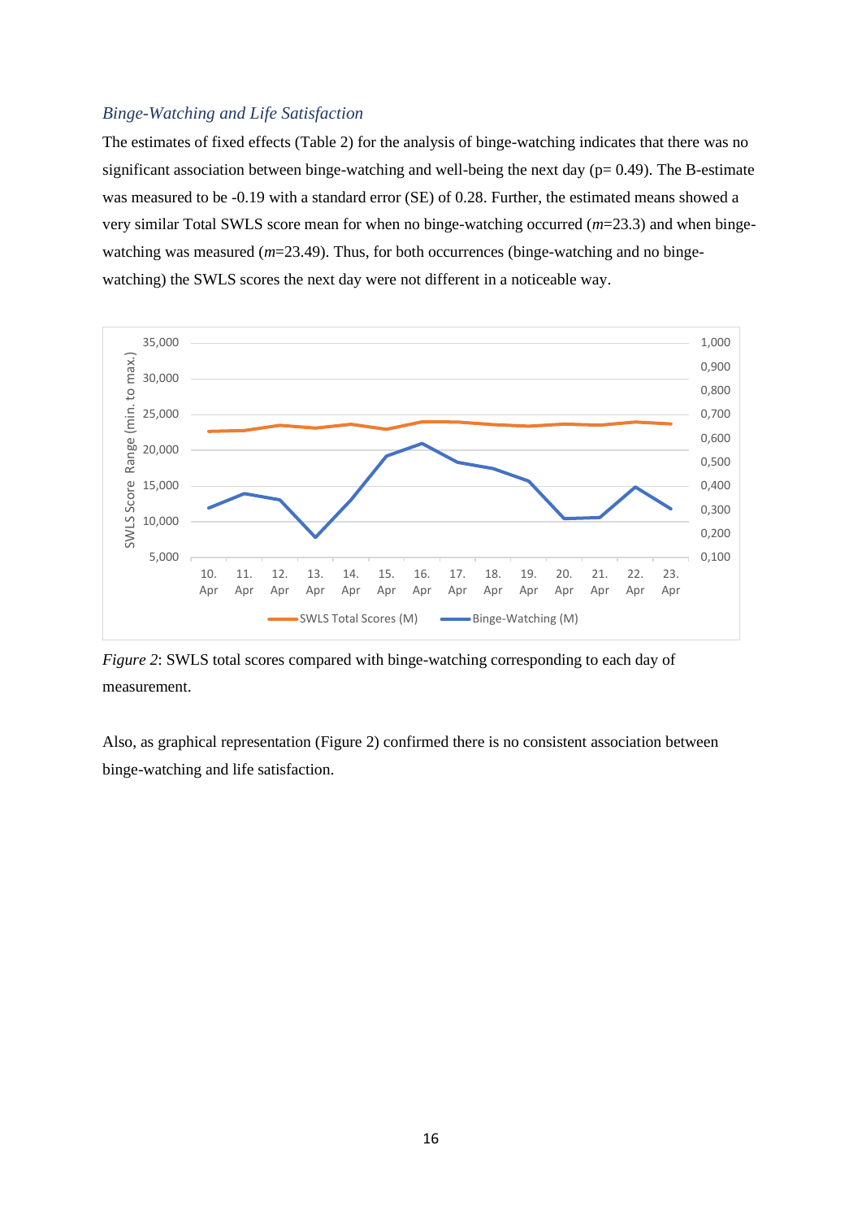### *Binge-Watching and Life Satisfaction*

The estimates of fixed effects (Table 2) for the analysis of binge-watching indicates that there was no significant association between binge-watching and well-being the next day (p= 0.49). The B-estimate was measured to be -0.19 with a standard error (SE) of 0.28. Further, the estimated means showed a very similar Total SWLS score mean for when no binge-watching occurred (*m*=23.3) and when binge-watching was measured (*m*=23.49). Thus, for both occurrences (binge-watching and no binge-watching) the SWLS scores the next day were not different in a noticeable way.

*Figure 2*: SWLS total scores compared with binge-watching corresponding to each day of measurement.

Also, as graphical representation (Figure 2) confirmed there is no consistent association between binge-watching and life satisfaction.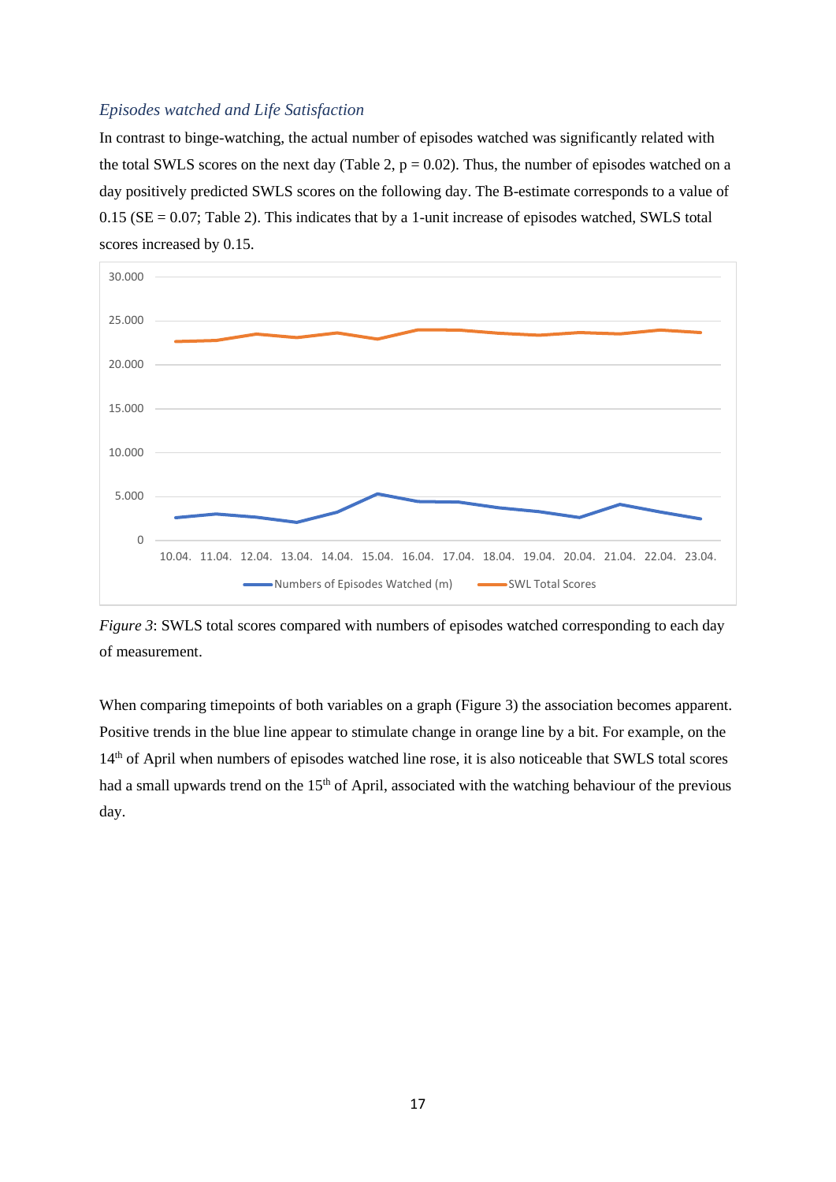### *Episodes watched and Life Satisfaction*

In contrast to binge-watching, the actual number of episodes watched was significantly related with the total SWLS scores on the next day (Table 2, $p = 0.02$). Thus, the number of episodes watched on a day positively predicted SWLS scores on the following day. The B-estimate corresponds to a value of 0.15 ($SE = 0.07$; Table 2). This indicates that by a 1-unit increase of episodes watched, SWLS total scores increased by 0.15.

*Figure 3*: SWLS total scores compared with numbers of episodes watched corresponding to each day of measurement.

When comparing timepoints of both variables on a graph (Figure 3) the association becomes apparent. Positive trends in the blue line appear to stimulate change in orange line by a bit. For example, on the 14th of April when numbers of episodes watched line rose, it is also noticeable that SWLS total scores had a small upwards trend on the 15th of April, associated with the watching behaviour of the previous day.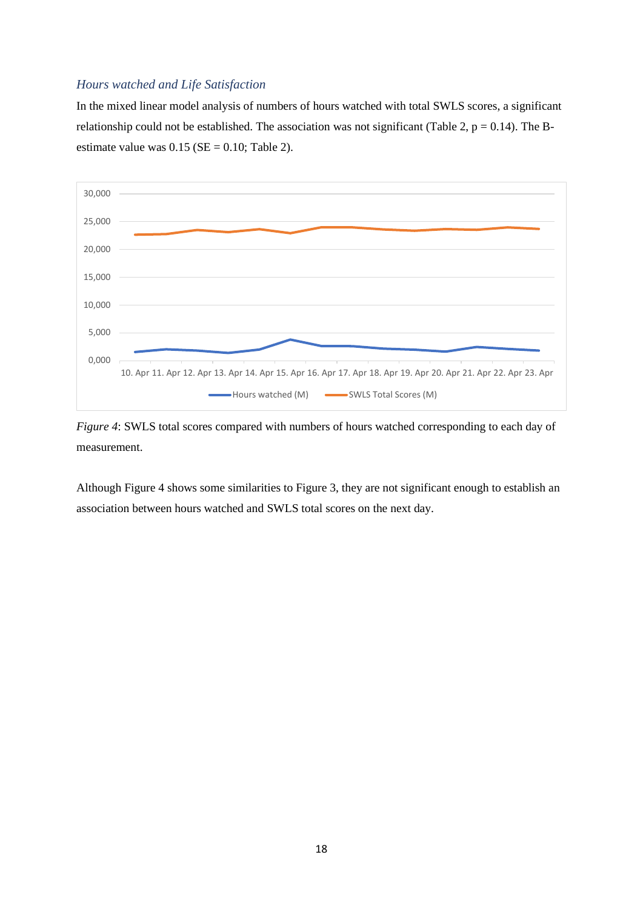### *Hours watched and Life Satisfaction*

In the mixed linear model analysis of numbers of hours watched with total SWLS scores, a significant relationship could not be established. The association was not significant (Table 2, $p = 0.14$). The B-estimate value was 0.15 (SE = 0.10; Table 2).

*Figure 4*: SWLS total scores compared with numbers of hours watched corresponding to each day of measurement.

Although Figure 4 shows some similarities to Figure 3, they are not significant enough to establish an association between hours watched and SWLS total scores on the next day.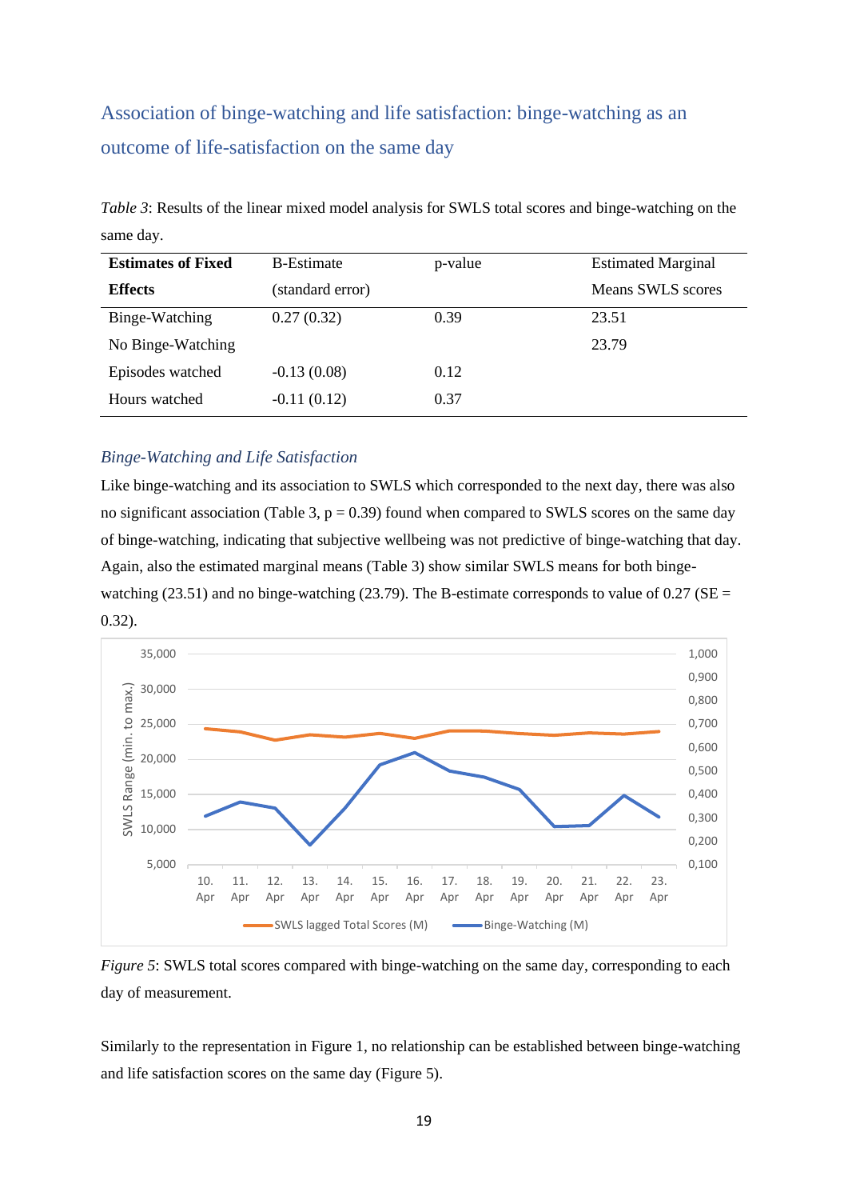## Association of binge-watching and life satisfaction: binge-watching as an outcome of life-satisfaction on the same day

*Table 3*: Results of the linear mixed model analysis for SWLS total scores and binge-watching on the same day.

| **Estimates of Fixed Effects** | B-Estimate (standard error) | p-value | Estimated Marginal Means SWLS scores |
|---|---|---|---|
| Binge-Watching | 0.27 (0.32) | 0.39 | 23.51 |
| No Binge-Watching | | | 23.79 |
| Episodes watched | -0.13 (0.08) | 0.12 | |
| Hours watched | -0.11 (0.12) | 0.37 | |

### *Binge-Watching and Life Satisfaction*

Like binge-watching and its association to SWLS which corresponded to the next day, there was also no significant association (Table 3, $p = 0.39$) found when compared to SWLS scores on the same day of binge-watching, indicating that subjective wellbeing was not predictive of binge-watching that day. Again, also the estimated marginal means (Table 3) show similar SWLS means for both binge-watching (23.51) and no binge-watching (23.79). The B-estimate corresponds to value of 0.27 (SE = 0.32).

*Figure 5*: SWLS total scores compared with binge-watching on the same day, corresponding to each day of measurement.

Similarly to the representation in Figure 1, no relationship can be established between binge-watching and life satisfaction scores on the same day (Figure 5).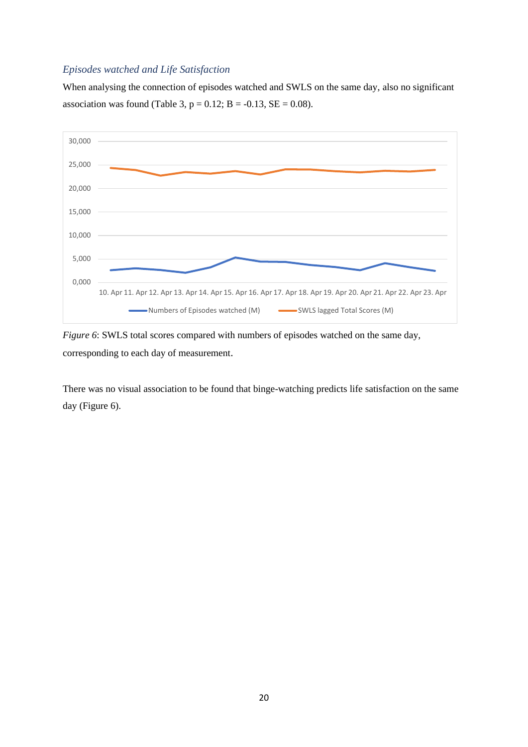### *Episodes watched and Life Satisfaction*

When analysing the connection of episodes watched and SWLS on the same day, also no significant association was found (Table 3, $p = 0.12$; $B = -0.13$, $SE = 0.08$).

*Figure 6*: SWLS total scores compared with numbers of episodes watched on the same day, corresponding to each day of measurement.

There was no visual association to be found that binge-watching predicts life satisfaction on the same day (Figure 6).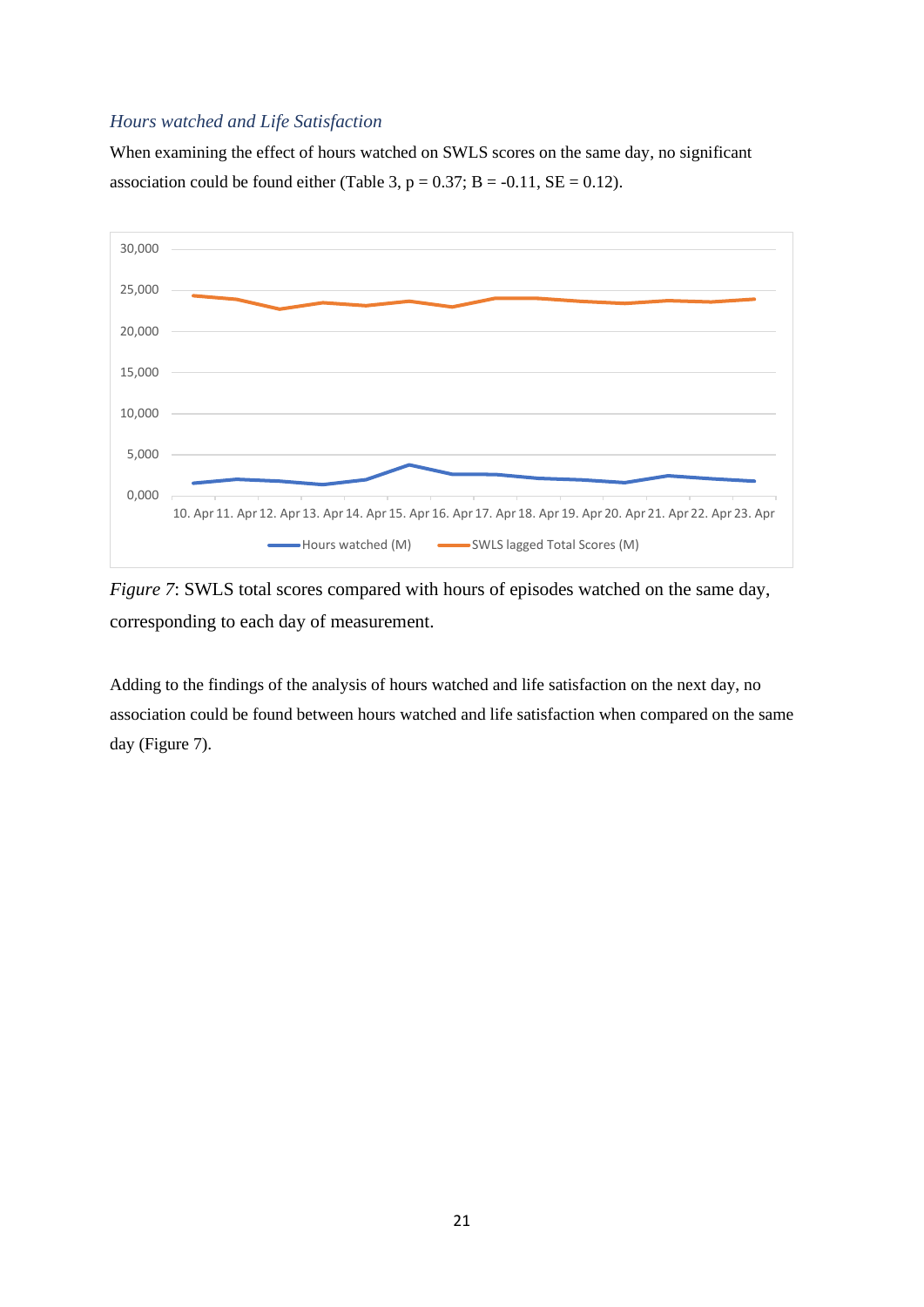### *Hours watched and Life Satisfaction*

When examining the effect of hours watched on SWLS scores on the same day, no significant association could be found either (Table 3, $p = 0.37$; $B = -0.11$, $SE = 0.12$).

*Figure 7*: SWLS total scores compared with hours of episodes watched on the same day, corresponding to each day of measurement.

Adding to the findings of the analysis of hours watched and life satisfaction on the next day, no association could be found between hours watched and life satisfaction when compared on the same day (Figure 7).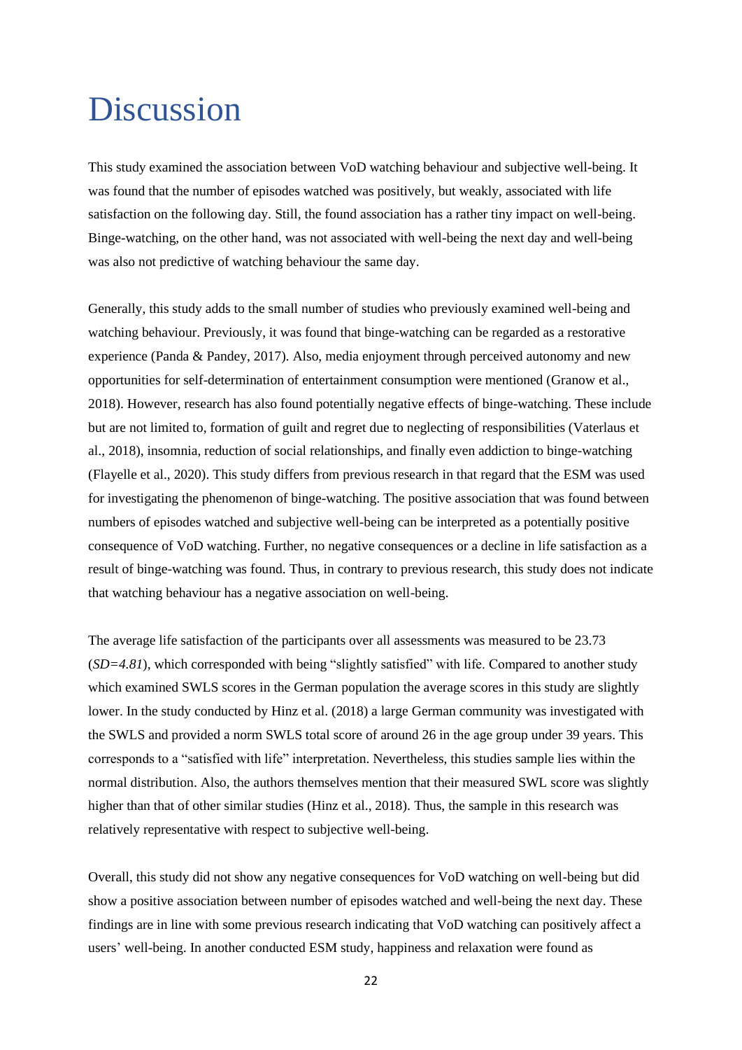# Discussion

This study examined the association between VoD watching behaviour and subjective well-being. It was found that the number of episodes watched was positively, but weakly, associated with life satisfaction on the following day. Still, the found association has a rather tiny impact on well-being. Binge-watching, on the other hand, was not associated with well-being the next day and well-being was also not predictive of watching behaviour the same day.

Generally, this study adds to the small number of studies who previously examined well-being and watching behaviour. Previously, it was found that binge-watching can be regarded as a restorative experience (Panda & Pandey, 2017). Also, media enjoyment through perceived autonomy and new opportunities for self-determination of entertainment consumption were mentioned (Granow et al., 2018). However, research has also found potentially negative effects of binge-watching. These include but are not limited to, formation of guilt and regret due to neglecting of responsibilities (Vaterlaus et al., 2018), insomnia, reduction of social relationships, and finally even addiction to binge-watching (Flayelle et al., 2020). This study differs from previous research in that regard that the ESM was used for investigating the phenomenon of binge-watching. The positive association that was found between numbers of episodes watched and subjective well-being can be interpreted as a potentially positive consequence of VoD watching. Further, no negative consequences or a decline in life satisfaction as a result of binge-watching was found. Thus, in contrary to previous research, this study does not indicate that watching behaviour has a negative association on well-being.

The average life satisfaction of the participants over all assessments was measured to be 23.73 (*SD=4.81*), which corresponded with being "slightly satisfied" with life. Compared to another study which examined SWLS scores in the German population the average scores in this study are slightly lower. In the study conducted by Hinz et al. (2018) a large German community was investigated with the SWLS and provided a norm SWLS total score of around 26 in the age group under 39 years. This corresponds to a "satisfied with life" interpretation. Nevertheless, this studies sample lies within the normal distribution. Also, the authors themselves mention that their measured SWL score was slightly higher than that of other similar studies (Hinz et al., 2018). Thus, the sample in this research was relatively representative with respect to subjective well-being.

Overall, this study did not show any negative consequences for VoD watching on well-being but did show a positive association between number of episodes watched and well-being the next day. These findings are in line with some previous research indicating that VoD watching can positively affect a users' well-being. In another conducted ESM study, happiness and relaxation were found as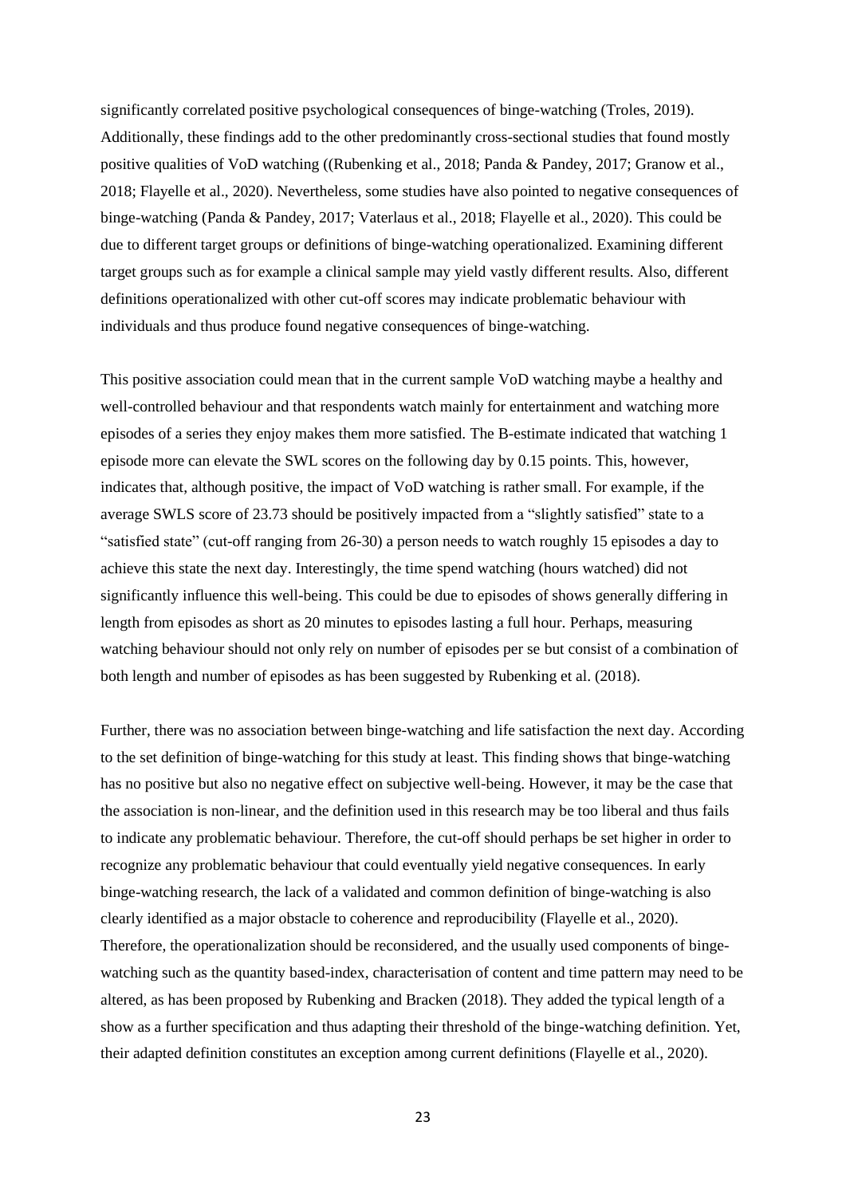significantly correlated positive psychological consequences of binge-watching (Troles, 2019). Additionally, these findings add to the other predominantly cross-sectional studies that found mostly positive qualities of VoD watching ((Rubenking et al., 2018; Panda & Pandey, 2017; Granow et al., 2018; Flayelle et al., 2020). Nevertheless, some studies have also pointed to negative consequences of binge-watching (Panda & Pandey, 2017; Vaterlaus et al., 2018; Flayelle et al., 2020). This could be due to different target groups or definitions of binge-watching operationalized. Examining different target groups such as for example a clinical sample may yield vastly different results. Also, different definitions operationalized with other cut-off scores may indicate problematic behaviour with individuals and thus produce found negative consequences of binge-watching.

This positive association could mean that in the current sample VoD watching maybe a healthy and well-controlled behaviour and that respondents watch mainly for entertainment and watching more episodes of a series they enjoy makes them more satisfied. The B-estimate indicated that watching 1 episode more can elevate the SWL scores on the following day by 0.15 points. This, however, indicates that, although positive, the impact of VoD watching is rather small. For example, if the average SWLS score of 23.73 should be positively impacted from a "slightly satisfied" state to a "satisfied state" (cut-off ranging from 26-30) a person needs to watch roughly 15 episodes a day to achieve this state the next day. Interestingly, the time spend watching (hours watched) did not significantly influence this well-being. This could be due to episodes of shows generally differing in length from episodes as short as 20 minutes to episodes lasting a full hour. Perhaps, measuring watching behaviour should not only rely on number of episodes per se but consist of a combination of both length and number of episodes as has been suggested by Rubenking et al. (2018).

Further, there was no association between binge-watching and life satisfaction the next day. According to the set definition of binge-watching for this study at least. This finding shows that binge-watching has no positive but also no negative effect on subjective well-being. However, it may be the case that the association is non-linear, and the definition used in this research may be too liberal and thus fails to indicate any problematic behaviour. Therefore, the cut-off should perhaps be set higher in order to recognize any problematic behaviour that could eventually yield negative consequences. In early binge-watching research, the lack of a validated and common definition of binge-watching is also clearly identified as a major obstacle to coherence and reproducibility (Flayelle et al., 2020). Therefore, the operationalization should be reconsidered, and the usually used components of binge-watching such as the quantity based-index, characterisation of content and time pattern may need to be altered, as has been proposed by Rubenking and Bracken (2018). They added the typical length of a show as a further specification and thus adapting their threshold of the binge-watching definition. Yet, their adapted definition constitutes an exception among current definitions (Flayelle et al., 2020).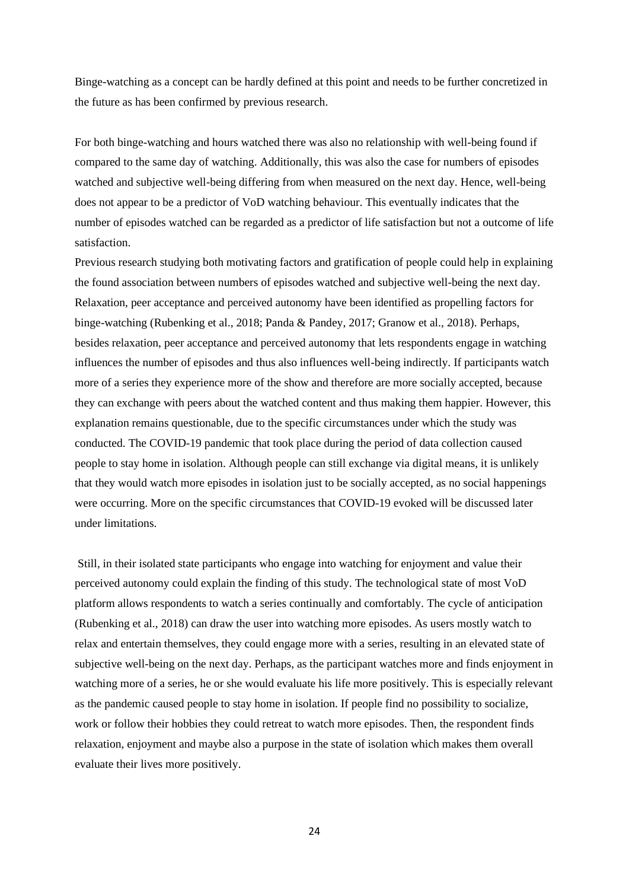Binge-watching as a concept can be hardly defined at this point and needs to be further concretized in the future as has been confirmed by previous research.

For both binge-watching and hours watched there was also no relationship with well-being found if compared to the same day of watching. Additionally, this was also the case for numbers of episodes watched and subjective well-being differing from when measured on the next day. Hence, well-being does not appear to be a predictor of VoD watching behaviour. This eventually indicates that the number of episodes watched can be regarded as a predictor of life satisfaction but not a outcome of life satisfaction.

Previous research studying both motivating factors and gratification of people could help in explaining the found association between numbers of episodes watched and subjective well-being the next day. Relaxation, peer acceptance and perceived autonomy have been identified as propelling factors for binge-watching (Rubenking et al., 2018; Panda & Pandey, 2017; Granow et al., 2018). Perhaps, besides relaxation, peer acceptance and perceived autonomy that lets respondents engage in watching influences the number of episodes and thus also influences well-being indirectly. If participants watch more of a series they experience more of the show and therefore are more socially accepted, because they can exchange with peers about the watched content and thus making them happier. However, this explanation remains questionable, due to the specific circumstances under which the study was conducted. The COVID-19 pandemic that took place during the period of data collection caused people to stay home in isolation. Although people can still exchange via digital means, it is unlikely that they would watch more episodes in isolation just to be socially accepted, as no social happenings were occurring. More on the specific circumstances that COVID-19 evoked will be discussed later under limitations.

Still, in their isolated state participants who engage into watching for enjoyment and value their perceived autonomy could explain the finding of this study. The technological state of most VoD platform allows respondents to watch a series continually and comfortably. The cycle of anticipation (Rubenking et al., 2018) can draw the user into watching more episodes. As users mostly watch to relax and entertain themselves, they could engage more with a series, resulting in an elevated state of subjective well-being on the next day. Perhaps, as the participant watches more and finds enjoyment in watching more of a series, he or she would evaluate his life more positively. This is especially relevant as the pandemic caused people to stay home in isolation. If people find no possibility to socialize, work or follow their hobbies they could retreat to watch more episodes. Then, the respondent finds relaxation, enjoyment and maybe also a purpose in the state of isolation which makes them overall evaluate their lives more positively.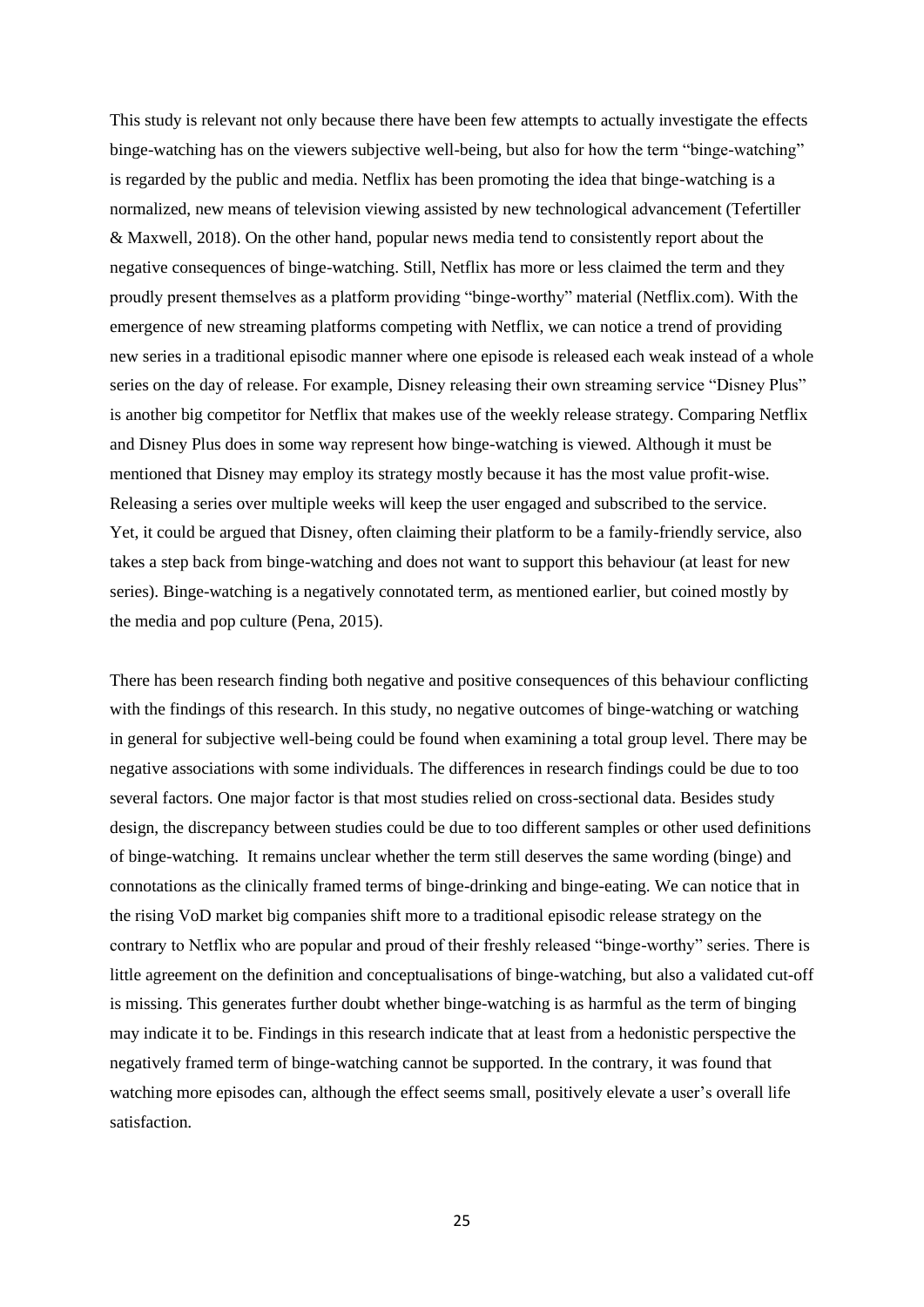This study is relevant not only because there have been few attempts to actually investigate the effects binge-watching has on the viewers subjective well-being, but also for how the term "binge-watching" is regarded by the public and media. Netflix has been promoting the idea that binge-watching is a normalized, new means of television viewing assisted by new technological advancement (Tefertiller & Maxwell, 2018). On the other hand, popular news media tend to consistently report about the negative consequences of binge-watching. Still, Netflix has more or less claimed the term and they proudly present themselves as a platform providing "binge-worthy" material (Netflix.com). With the emergence of new streaming platforms competing with Netflix, we can notice a trend of providing new series in a traditional episodic manner where one episode is released each weak instead of a whole series on the day of release. For example, Disney releasing their own streaming service "Disney Plus" is another big competitor for Netflix that makes use of the weekly release strategy. Comparing Netflix and Disney Plus does in some way represent how binge-watching is viewed. Although it must be mentioned that Disney may employ its strategy mostly because it has the most value profit-wise. Releasing a series over multiple weeks will keep the user engaged and subscribed to the service. Yet, it could be argued that Disney, often claiming their platform to be a family-friendly service, also takes a step back from binge-watching and does not want to support this behaviour (at least for new series). Binge-watching is a negatively connotated term, as mentioned earlier, but coined mostly by the media and pop culture (Pena, 2015).

There has been research finding both negative and positive consequences of this behaviour conflicting with the findings of this research. In this study, no negative outcomes of binge-watching or watching in general for subjective well-being could be found when examining a total group level. There may be negative associations with some individuals. The differences in research findings could be due to too several factors. One major factor is that most studies relied on cross-sectional data. Besides study design, the discrepancy between studies could be due to too different samples or other used definitions of binge-watching. It remains unclear whether the term still deserves the same wording (binge) and connotations as the clinically framed terms of binge-drinking and binge-eating. We can notice that in the rising VoD market big companies shift more to a traditional episodic release strategy on the contrary to Netflix who are popular and proud of their freshly released "binge-worthy" series. There is little agreement on the definition and conceptualisations of binge-watching, but also a validated cut-off is missing. This generates further doubt whether binge-watching is as harmful as the term of binging may indicate it to be. Findings in this research indicate that at least from a hedonistic perspective the negatively framed term of binge-watching cannot be supported. In the contrary, it was found that watching more episodes can, although the effect seems small, positively elevate a user's overall life satisfaction.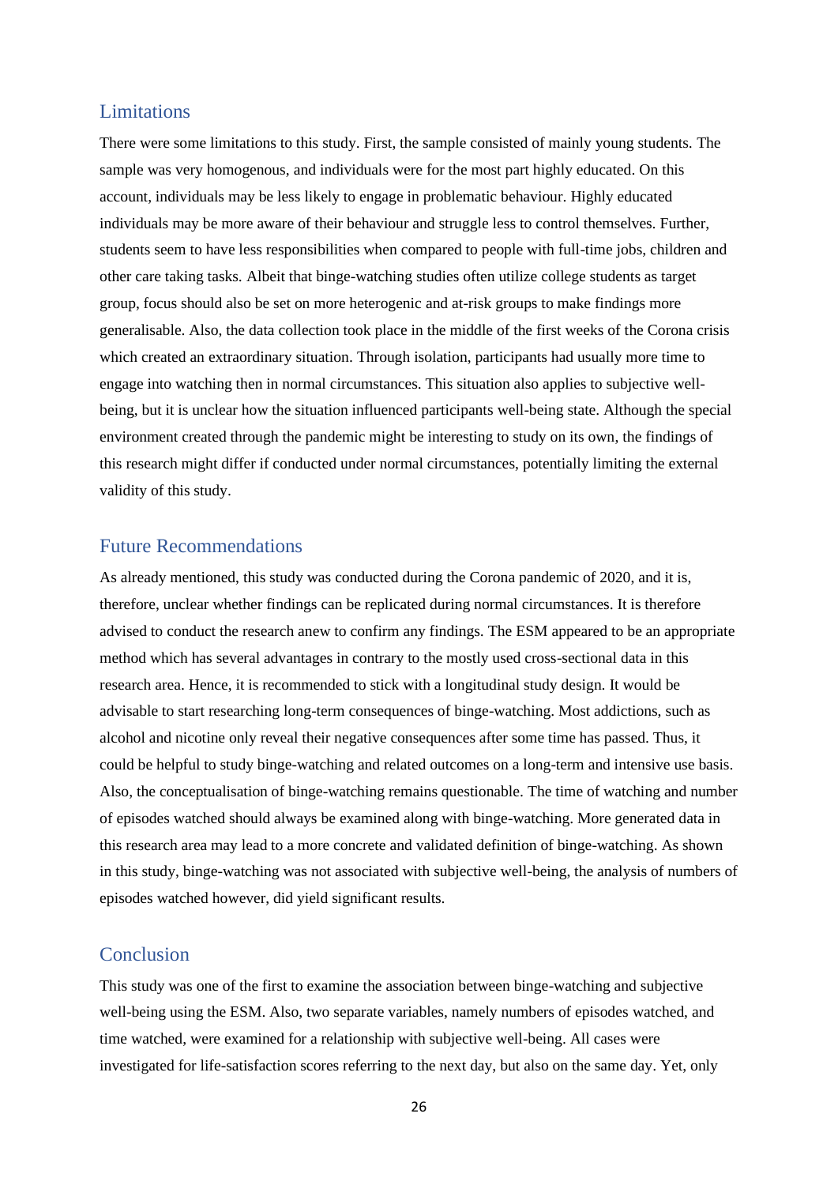## Limitations

There were some limitations to this study. First, the sample consisted of mainly young students. The sample was very homogenous, and individuals were for the most part highly educated. On this account, individuals may be less likely to engage in problematic behaviour. Highly educated individuals may be more aware of their behaviour and struggle less to control themselves. Further, students seem to have less responsibilities when compared to people with full-time jobs, children and other care taking tasks. Albeit that binge-watching studies often utilize college students as target group, focus should also be set on more heterogenic and at-risk groups to make findings more generalisable. Also, the data collection took place in the middle of the first weeks of the Corona crisis which created an extraordinary situation. Through isolation, participants had usually more time to engage into watching then in normal circumstances. This situation also applies to subjective well-being, but it is unclear how the situation influenced participants well-being state. Although the special environment created through the pandemic might be interesting to study on its own, the findings of this research might differ if conducted under normal circumstances, potentially limiting the external validity of this study.

## Future Recommendations

As already mentioned, this study was conducted during the Corona pandemic of 2020, and it is, therefore, unclear whether findings can be replicated during normal circumstances. It is therefore advised to conduct the research anew to confirm any findings. The ESM appeared to be an appropriate method which has several advantages in contrary to the mostly used cross-sectional data in this research area. Hence, it is recommended to stick with a longitudinal study design. It would be advisable to start researching long-term consequences of binge-watching. Most addictions, such as alcohol and nicotine only reveal their negative consequences after some time has passed. Thus, it could be helpful to study binge-watching and related outcomes on a long-term and intensive use basis. Also, the conceptualisation of binge-watching remains questionable. The time of watching and number of episodes watched should always be examined along with binge-watching. More generated data in this research area may lead to a more concrete and validated definition of binge-watching. As shown in this study, binge-watching was not associated with subjective well-being, the analysis of numbers of episodes watched however, did yield significant results.

## Conclusion

This study was one of the first to examine the association between binge-watching and subjective well-being using the ESM. Also, two separate variables, namely numbers of episodes watched, and time watched, were examined for a relationship with subjective well-being. All cases were investigated for life-satisfaction scores referring to the next day, but also on the same day. Yet, only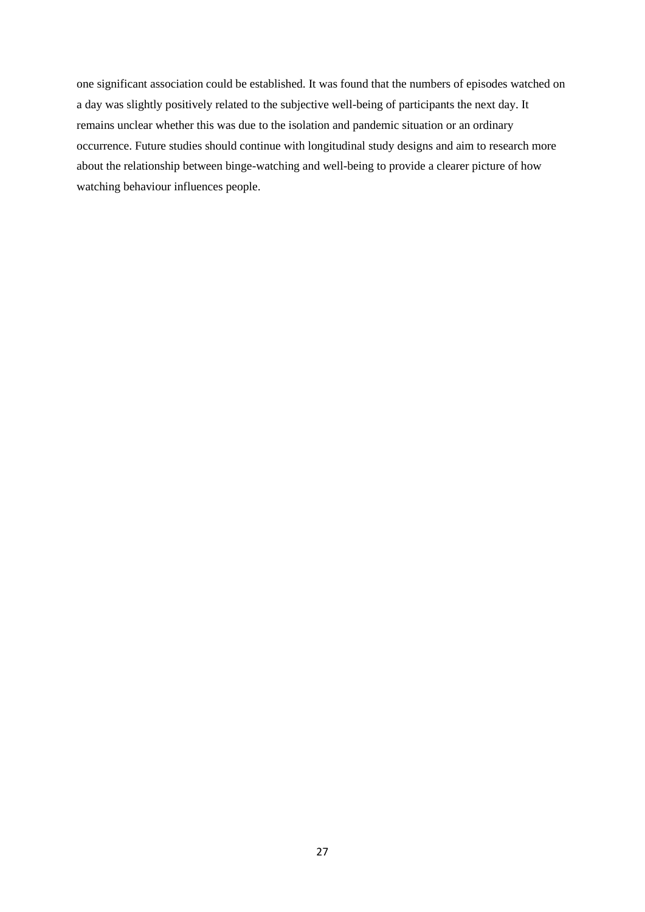one significant association could be established. It was found that the numbers of episodes watched on a day was slightly positively related to the subjective well-being of participants the next day. It remains unclear whether this was due to the isolation and pandemic situation or an ordinary occurrence. Future studies should continue with longitudinal study designs and aim to research more about the relationship between binge-watching and well-being to provide a clearer picture of how watching behaviour influences people.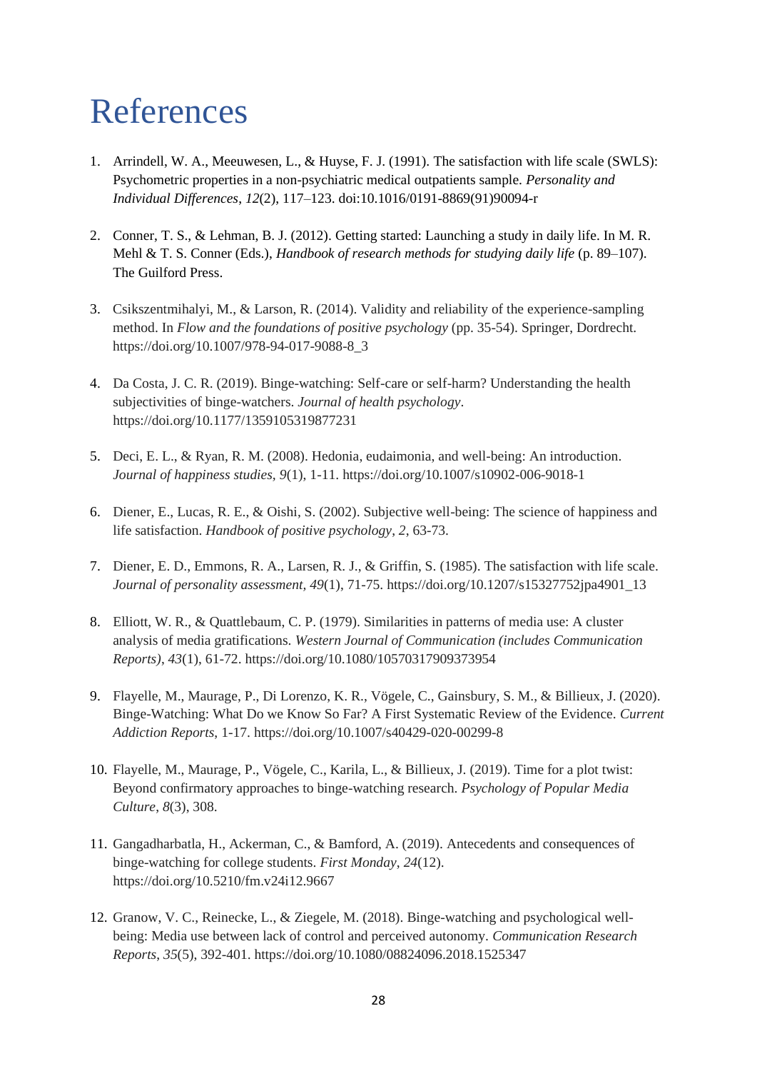# References

1. Arrindell, W. A., Meeuwesen, L., & Huyse, F. J. (1991). The satisfaction with life scale (SWLS): Psychometric properties in a non-psychiatric medical outpatients sample. *Personality and Individual Differences*, *12*(2), 117–123. doi:10.1016/0191-8869(91)90094-r

2. Conner, T. S., & Lehman, B. J. (2012). Getting started: Launching a study in daily life. In M. R. Mehl & T. S. Conner (Eds.), *Handbook of research methods for studying daily life* (p. 89–107). The Guilford Press.

3. Csikszentmihalyi, M., & Larson, R. (2014). Validity and reliability of the experience-sampling method. In *Flow and the foundations of positive psychology* (pp. 35-54). Springer, Dordrecht. https://doi.org/10.1007/978-94-017-9088-8_3

4. Da Costa, J. C. R. (2019). Binge-watching: Self-care or self-harm? Understanding the health subjectivities of binge-watchers. *Journal of health psychology*. https://doi.org/10.1177/1359105319877231

5. Deci, E. L., & Ryan, R. M. (2008). Hedonia, eudaimonia, and well-being: An introduction. *Journal of happiness studies*, *9*(1), 1-11. https://doi.org/10.1007/s10902-006-9018-1

6. Diener, E., Lucas, R. E., & Oishi, S. (2002). Subjective well-being: The science of happiness and life satisfaction. *Handbook of positive psychology*, *2*, 63-73.

7. Diener, E. D., Emmons, R. A., Larsen, R. J., & Griffin, S. (1985). The satisfaction with life scale. *Journal of personality assessment*, *49*(1), 71-75. https://doi.org/10.1207/s15327752jpa4901_13

8. Elliott, W. R., & Quattlebaum, C. P. (1979). Similarities in patterns of media use: A cluster analysis of media gratifications. *Western Journal of Communication (includes Communication Reports)*, *43*(1), 61-72. https://doi.org/10.1080/10570317909373954

9. Flayelle, M., Maurage, P., Di Lorenzo, K. R., Vögele, C., Gainsbury, S. M., & Billieux, J. (2020). Binge-Watching: What Do we Know So Far? A First Systematic Review of the Evidence. *Current Addiction Reports*, 1-17. https://doi.org/10.1007/s40429-020-00299-8

10. Flayelle, M., Maurage, P., Vögele, C., Karila, L., & Billieux, J. (2019). Time for a plot twist: Beyond confirmatory approaches to binge-watching research. *Psychology of Popular Media Culture*, *8*(3), 308.

11. Gangadharbatla, H., Ackerman, C., & Bamford, A. (2019). Antecedents and consequences of binge-watching for college students. *First Monday*, *24*(12). https://doi.org/10.5210/fm.v24i12.9667

12. Granow, V. C., Reinecke, L., & Ziegele, M. (2018). Binge-watching and psychological well-being: Media use between lack of control and perceived autonomy. *Communication Research Reports*, *35*(5), 392-401. https://doi.org/10.1080/08824096.2018.1525347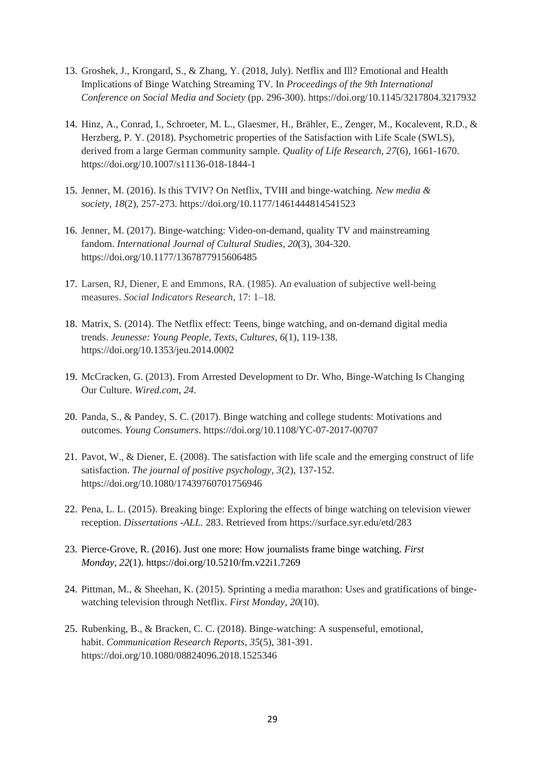13. Groshek, J., Krongard, S., & Zhang, Y. (2018, July). Netflix and Ill? Emotional and Health Implications of Binge Watching Streaming TV. In *Proceedings of the 9th International Conference on Social Media and Society* (pp. 296-300). https://doi.org/10.1145/3217804.3217932

14. Hinz, A., Conrad, I., Schroeter, M. L., Glaesmer, H., Brähler, E., Zenger, M., Kocalevent, R.D., & Herzberg, P. Y. (2018). Psychometric properties of the Satisfaction with Life Scale (SWLS), derived from a large German community sample. *Quality of Life Research, 27*(6), 1661-1670. https://doi.org/10.1007/s11136-018-1844-1

15. Jenner, M. (2016). Is this TVIV? On Netflix, TVIII and binge-watching. *New media & society*, *18*(2), 257-273. https://doi.org/10.1177/1461444814541523

16. Jenner, M. (2017). Binge-watching: Video-on-demand, quality TV and mainstreaming fandom. *International Journal of Cultural Studies*, *20*(3), 304-320. https://doi.org/10.1177/1367877915606485

17. Larsen, RJ, Diener, E and Emmons, RA. (1985). An evaluation of subjective well-being measures. *Social Indicators Research*, 17: 1–18.

18. Matrix, S. (2014). The Netflix effect: Teens, binge watching, and on-demand digital media trends. *Jeunesse: Young People, Texts, Cultures*, *6*(1), 119-138. https://doi.org/10.1353/jeu.2014.0002

19. McCracken, G. (2013). From Arrested Development to Dr. Who, Binge-Watching Is Changing Our Culture. *Wired.com*, *24*.

20. Panda, S., & Pandey, S. C. (2017). Binge watching and college students: Motivations and outcomes. *Young Consumers*. https://doi.org/10.1108/YC-07-2017-00707

21. Pavot, W., & Diener, E. (2008). The satisfaction with life scale and the emerging construct of life satisfaction. *The journal of positive psychology*, *3*(2), 137-152. https://doi.org/10.1080/17439760701756946

22. Pena, L. L. (2015). Breaking binge: Exploring the effects of binge watching on television viewer reception. *Dissertations -ALL.* 283. Retrieved from https://surface.syr.edu/etd/283

23. Pierce-Grove, R. (2016). Just one more: How journalists frame binge watching. *First Monday*, *22*(1). https://doi.org/10.5210/fm.v22i1.7269

24. Pittman, M., & Sheehan, K. (2015). Sprinting a media marathon: Uses and gratifications of binge-watching television through Netflix. *First Monday*, *20*(10).

25. Rubenking, B., & Bracken, C. C. (2018). Binge-watching: A suspenseful, emotional, habit. *Communication Research Reports*, *35*(5), 381-391. https://doi.org/10.1080/08824096.2018.1525346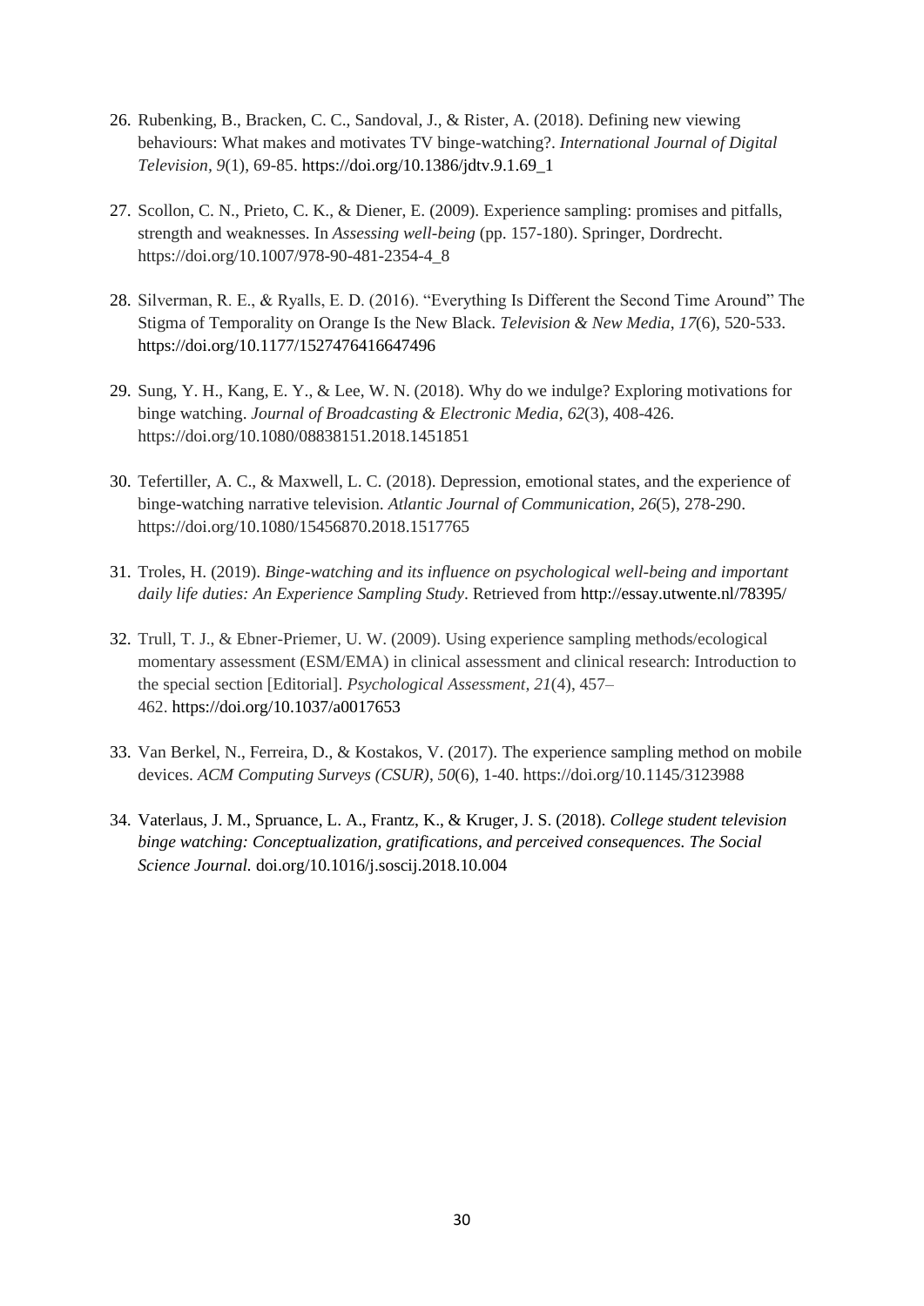26. Rubenking, B., Bracken, C. C., Sandoval, J., & Rister, A. (2018). Defining new viewing behaviours: What makes and motivates TV binge-watching?. *International Journal of Digital Television, 9*(1), 69-85. https://doi.org/10.1386/jdtv.9.1.69_1

27. Scollon, C. N., Prieto, C. K., & Diener, E. (2009). Experience sampling: promises and pitfalls, strength and weaknesses. In *Assessing well-being* (pp. 157-180). Springer, Dordrecht. https://doi.org/10.1007/978-90-481-2354-4_8

28. Silverman, R. E., & Ryalls, E. D. (2016). "Everything Is Different the Second Time Around" The Stigma of Temporality on Orange Is the New Black. *Television & New Media*, *17*(6), 520-533. https://doi.org/10.1177/1527476416647496

29. Sung, Y. H., Kang, E. Y., & Lee, W. N. (2018). Why do we indulge? Exploring motivations for binge watching. *Journal of Broadcasting & Electronic Media*, *62*(3), 408-426. https://doi.org/10.1080/08838151.2018.1451851

30. Tefertiller, A. C., & Maxwell, L. C. (2018). Depression, emotional states, and the experience of binge-watching narrative television. *Atlantic Journal of Communication*, *26*(5), 278-290. https://doi.org/10.1080/15456870.2018.1517765

31. Troles, H. (2019). *Binge-watching and its influence on psychological well-being and important daily life duties: An Experience Sampling Study*. Retrieved from http://essay.utwente.nl/78395/

32. Trull, T. J., & Ebner-Priemer, U. W. (2009). Using experience sampling methods/ecological momentary assessment (ESM/EMA) in clinical assessment and clinical research: Introduction to the special section [Editorial]. *Psychological Assessment, 21*(4), 457–462. https://doi.org/10.1037/a0017653

33. Van Berkel, N., Ferreira, D., & Kostakos, V. (2017). The experience sampling method on mobile devices. *ACM Computing Surveys (CSUR)*, *50*(6), 1-40. https://doi.org/10.1145/3123988

34. Vaterlaus, J. M., Spruance, L. A., Frantz, K., & Kruger, J. S. (2018). *College student television binge watching: Conceptualization, gratifications, and perceived consequences. The Social Science Journal.* doi.org/10.1016/j.soscij.2018.10.004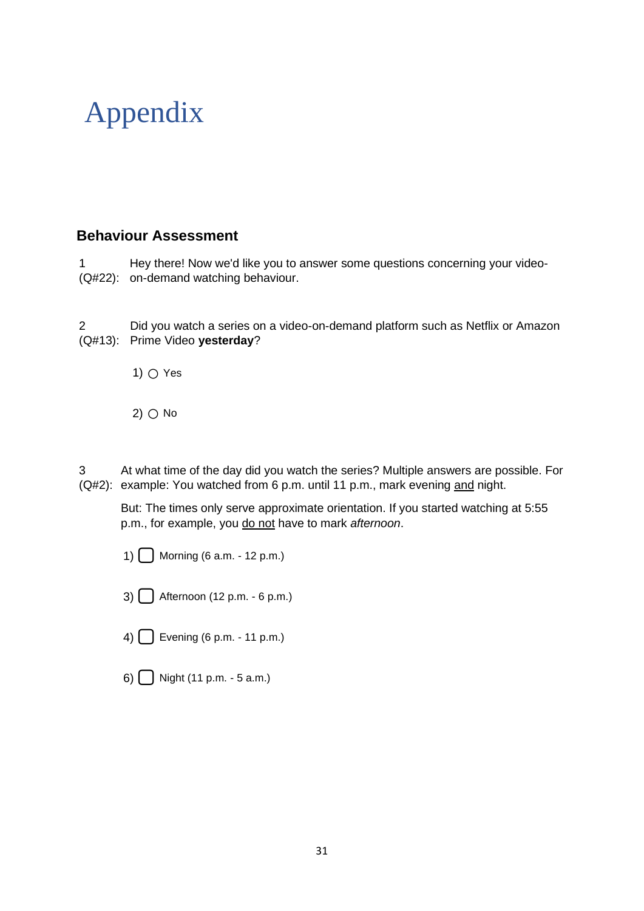# Appendix

## Behaviour Assessment

1 (Q#22): Hey there! Now we'd like you to answer some questions concerning your video-on-demand watching behaviour.

2 (Q#13): Did you watch a series on a video-on-demand platform such as Netflix or Amazon Prime Video **yesterday**?

1) ○ Yes

2) ○ No

3 (Q#2): At what time of the day did you watch the series? Multiple answers are possible. For example: You watched from 6 p.m. until 11 p.m., mark evening <u>and</u> night.

But: The times only serve approximate orientation. If you started watching at 5:55 p.m., for example, you <u>do not</u> have to mark *afternoon*.

1) ☐ Morning (6 a.m. - 12 p.m.)

3) ☐ Afternoon (12 p.m. - 6 p.m.)

4) ☐ Evening (6 p.m. - 11 p.m.)

6) ☐ Night (11 p.m. - 5 a.m.)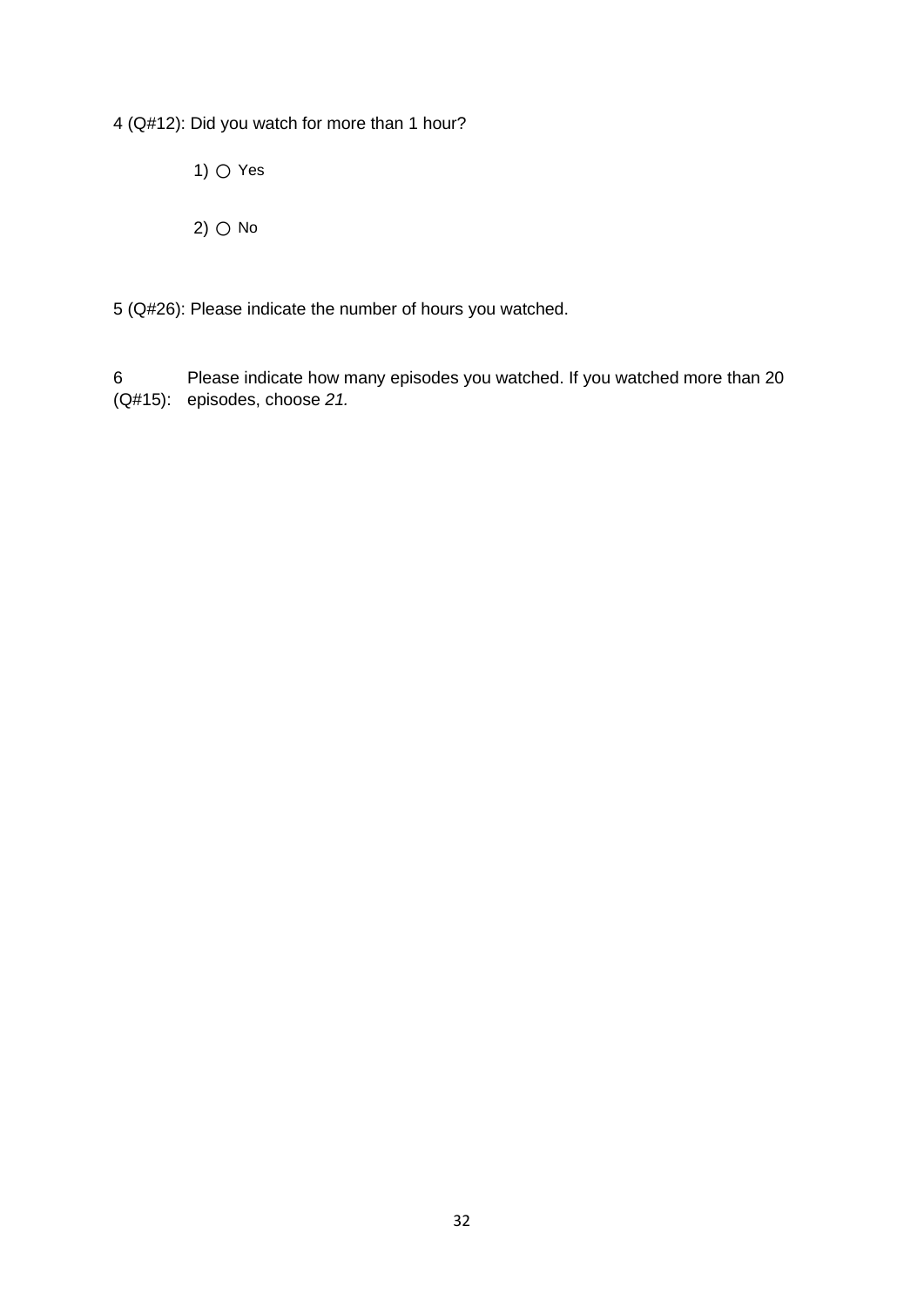4 (Q#12): Did you watch for more than 1 hour?

1) ○ Yes

2) ○ No

5 (Q#26): Please indicate the number of hours you watched.

6 (Q#15): Please indicate how many episodes you watched. If you watched more than 20 episodes, choose *21.*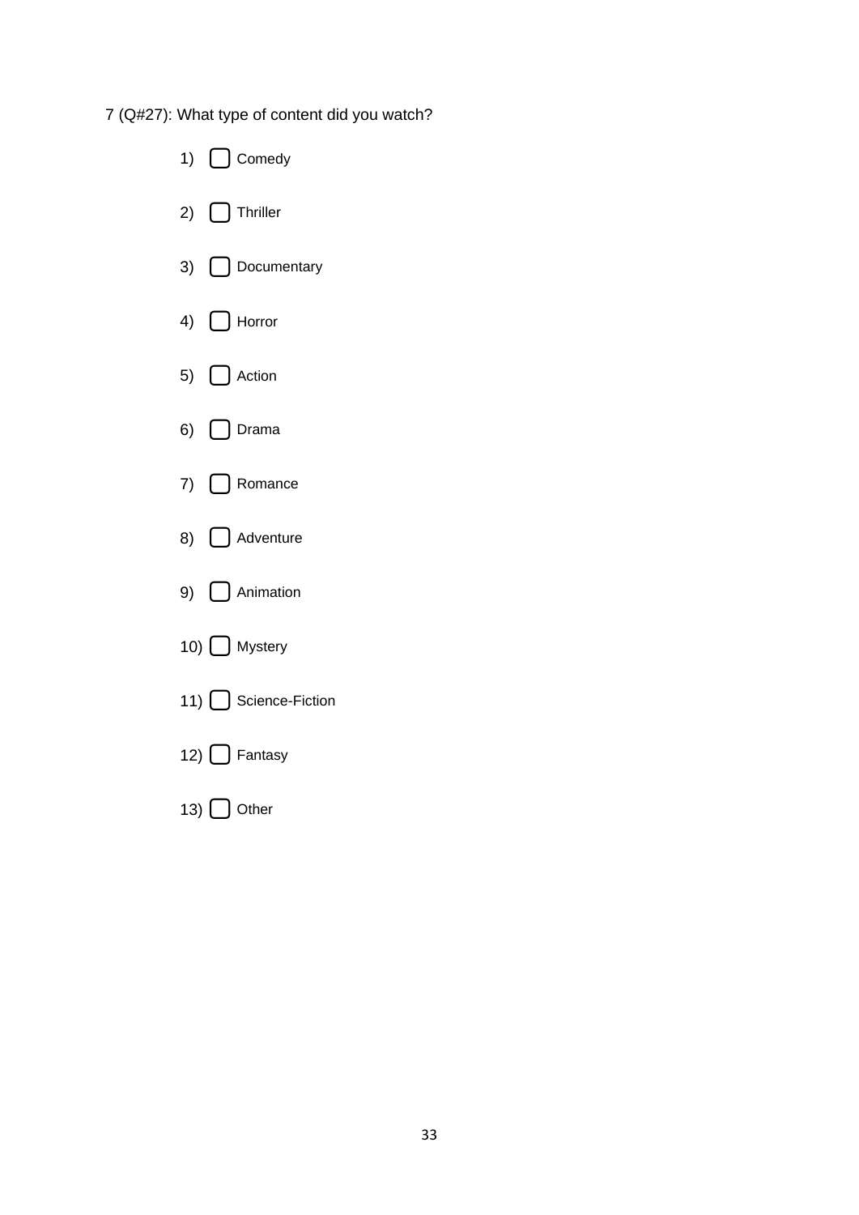7 (Q#27): What type of content did you watch?

1) ☐ Comedy

2) ☐ Thriller

3) ☐ Documentary

4) ☐ Horror

5) ☐ Action

6) ☐ Drama

7) ☐ Romance

8) ☐ Adventure

9) ☐ Animation

10) ☐ Mystery

11) ☐ Science-Fiction

12) ☐ Fantasy

13) ☐ Other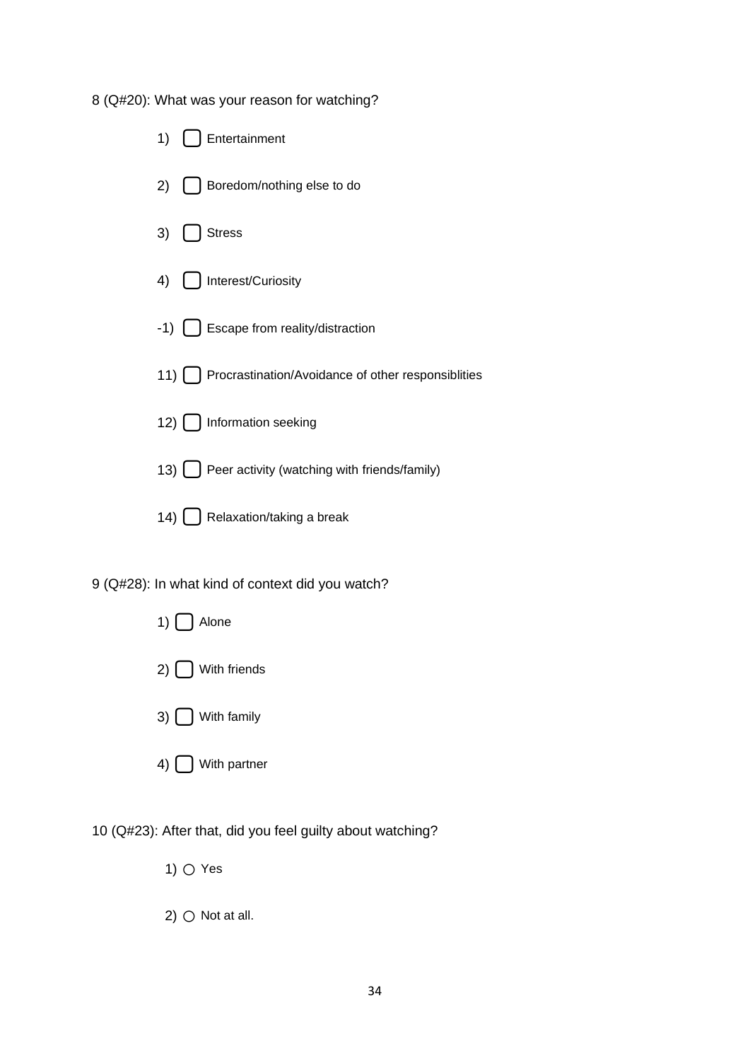8 (Q#20): What was your reason for watching?

1) ▢ Entertainment

2) ▢ Boredom/nothing else to do

3) ▢ Stress

4) ▢ Interest/Curiosity

-1) ▢ Escape from reality/distraction

11) ▢ Procrastination/Avoidance of other responsiblities

12) ▢ Information seeking

13) ▢ Peer activity (watching with friends/family)

14) ▢ Relaxation/taking a break

9 (Q#28): In what kind of context did you watch?

1) ▢ Alone

2) ▢ With friends

3) ▢ With family

4) ▢ With partner

10 (Q#23): After that, did you feel guilty about watching?

1) ○ Yes

2) ○ Not at all.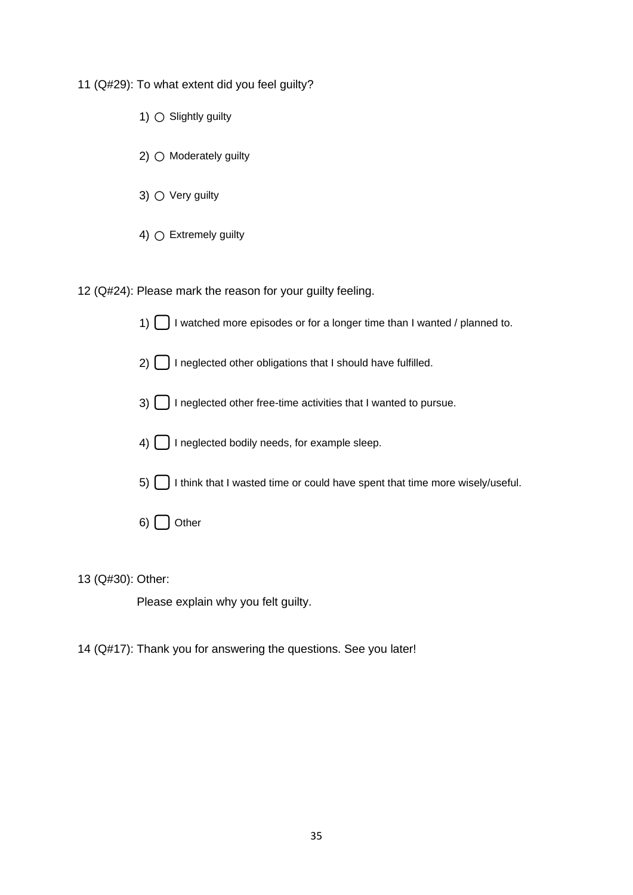11 (Q#29): To what extent did you feel guilty?

1) ○ Slightly guilty

2) ○ Moderately guilty

3) ○ Very guilty

4) ○ Extremely guilty

12 (Q#24): Please mark the reason for your guilty feeling.

1) ▢ I watched more episodes or for a longer time than I wanted / planned to.

2) ▢ I neglected other obligations that I should have fulfilled.

3) ▢ I neglected other free-time activities that I wanted to pursue.

4) ▢ I neglected bodily needs, for example sleep.

5) ▢ I think that I wasted time or could have spent that time more wisely/useful.

6) ▢ Other

13 (Q#30): Other:

Please explain why you felt guilty.

14 (Q#17): Thank you for answering the questions. See you later!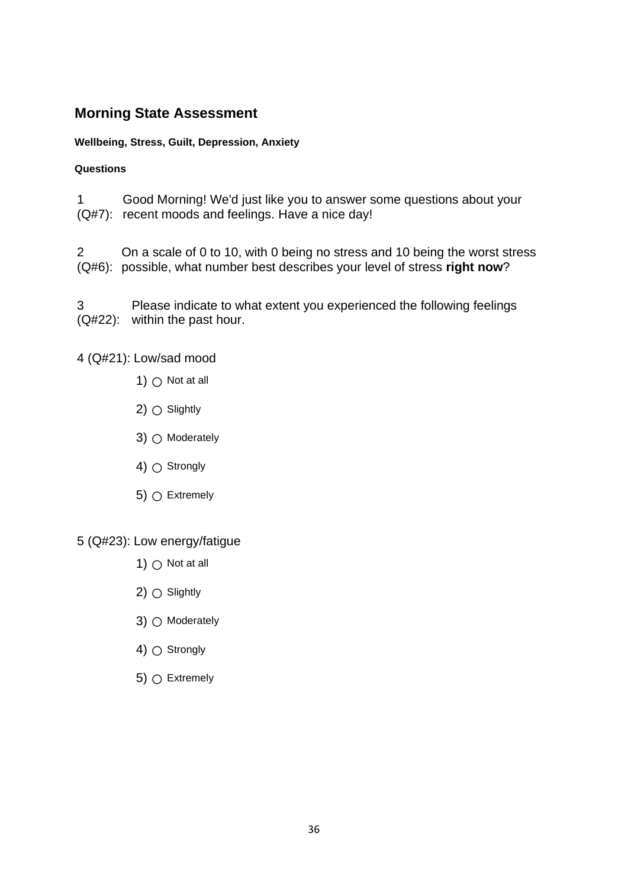## Morning State Assessment

**Wellbeing, Stress, Guilt, Depression, Anxiety**

**Questions**

1 (Q#7): Good Morning! We'd just like you to answer some questions about your recent moods and feelings. Have a nice day!

2 (Q#6): On a scale of 0 to 10, with 0 being no stress and 10 being the worst stress possible, what number best describes your level of stress **right now**?

3 (Q#22): Please indicate to what extent you experienced the following feelings within the past hour.

4 (Q#21): Low/sad mood

1) ○ Not at all
2) ○ Slightly
3) ○ Moderately
4) ○ Strongly
5) ○ Extremely

5 (Q#23): Low energy/fatigue

1) ○ Not at all
2) ○ Slightly
3) ○ Moderately
4) ○ Strongly
5) ○ Extremely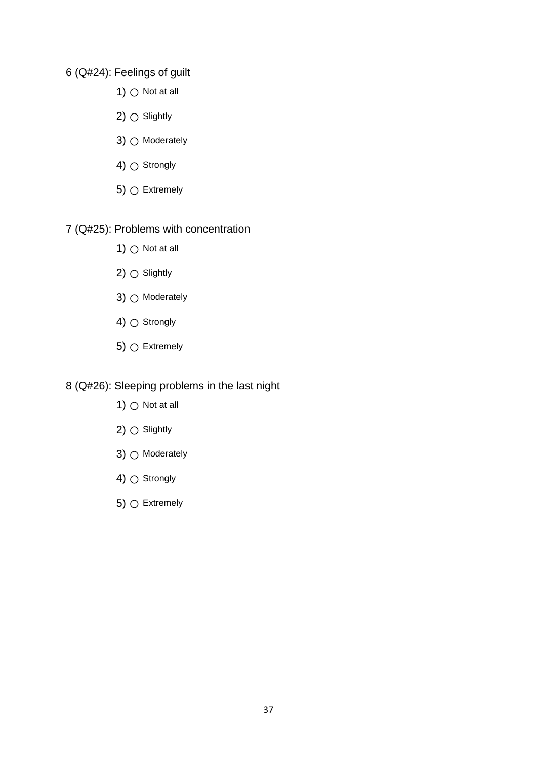6 (Q#24): Feelings of guilt

1) ○ Not at all

2) ○ Slightly

3) ○ Moderately

4) ○ Strongly

5) ○ Extremely

7 (Q#25): Problems with concentration

1) ○ Not at all

2) ○ Slightly

3) ○ Moderately

4) ○ Strongly

5) ○ Extremely

8 (Q#26): Sleeping problems in the last night

1) ○ Not at all

2) ○ Slightly

3) ○ Moderately

4) ○ Strongly

5) ○ Extremely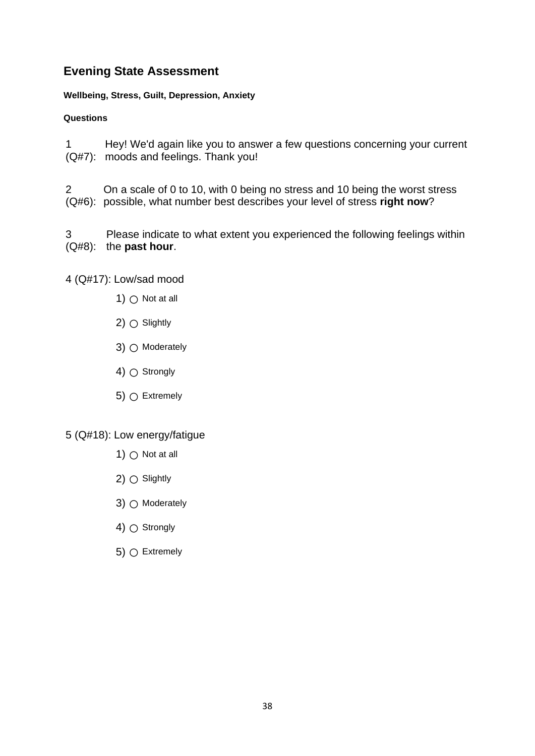## Evening State Assessment

#### Wellbeing, Stress, Guilt, Depression, Anxiety

#### Questions

1 (Q#7): Hey! We'd again like you to answer a few questions concerning your current moods and feelings. Thank you!

2 (Q#6): On a scale of 0 to 10, with 0 being no stress and 10 being the worst stress possible, what number best describes your level of stress **right now**?

3 (Q#8): Please indicate to what extent you experienced the following feelings within the **past hour**.

4 (Q#17): Low/sad mood

1) ○ Not at all
2) ○ Slightly
3) ○ Moderately
4) ○ Strongly
5) ○ Extremely

5 (Q#18): Low energy/fatigue

1) ○ Not at all
2) ○ Slightly
3) ○ Moderately
4) ○ Strongly
5) ○ Extremely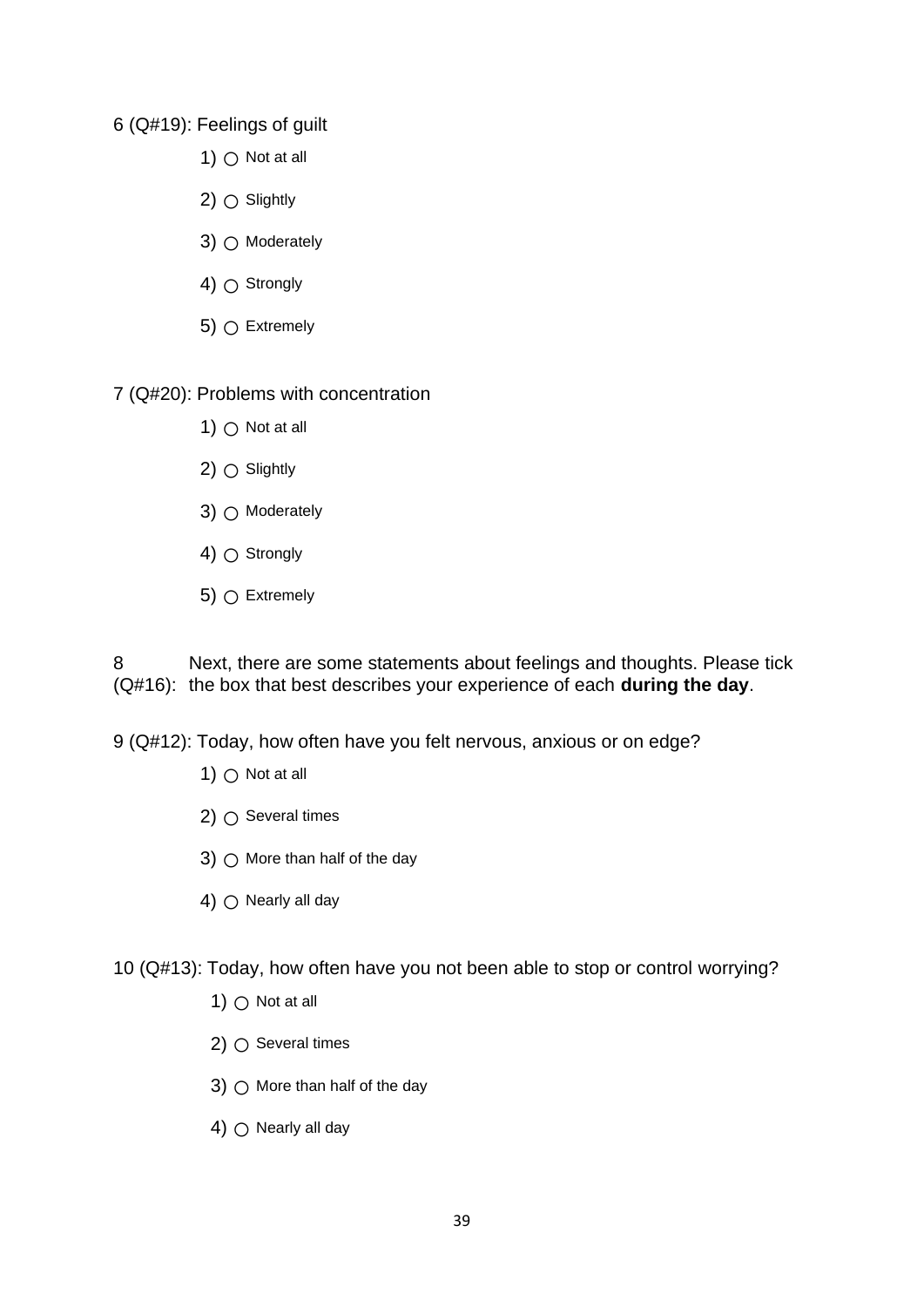6 (Q#19): Feelings of guilt

1) ○ Not at all

2) ○ Slightly

3) ○ Moderately

4) ○ Strongly

5) ○ Extremely

7 (Q#20): Problems with concentration

1) ○ Not at all

2) ○ Slightly

3) ○ Moderately

4) ○ Strongly

5) ○ Extremely

8 (Q#16): Next, there are some statements about feelings and thoughts. Please tick the box that best describes your experience of each **during the day**.

9 (Q#12): Today, how often have you felt nervous, anxious or on edge?

1) ○ Not at all

2) ○ Several times

3) ○ More than half of the day

4) ○ Nearly all day

10 (Q#13): Today, how often have you not been able to stop or control worrying?

1) ○ Not at all

2) ○ Several times

3) ○ More than half of the day

4) ○ Nearly all day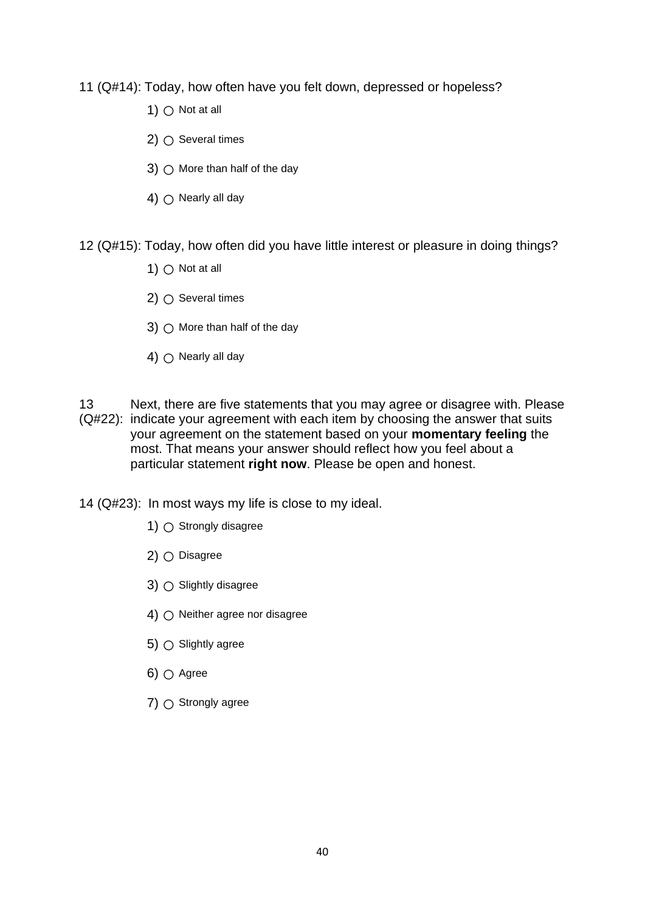11 (Q#14): Today, how often have you felt down, depressed or hopeless?

1) ○ Not at all

2) ○ Several times

3) ○ More than half of the day

4) ○ Nearly all day

12 (Q#15): Today, how often did you have little interest or pleasure in doing things?

1) ○ Not at all

2) ○ Several times

3) ○ More than half of the day

4) ○ Nearly all day

13 (Q#22): Next, there are five statements that you may agree or disagree with. Please indicate your agreement with each item by choosing the answer that suits your agreement on the statement based on your **momentary feeling** the most. That means your answer should reflect how you feel about a particular statement **right now**. Please be open and honest.

14 (Q#23): In most ways my life is close to my ideal.

1) ○ Strongly disagree

2) ○ Disagree

3) ○ Slightly disagree

4) ○ Neither agree nor disagree

5) ○ Slightly agree

6) ○ Agree

7) ○ Strongly agree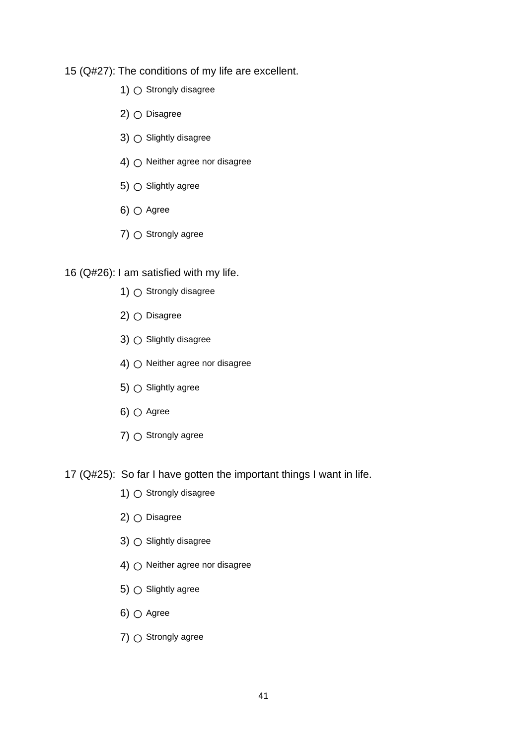15 (Q#27): The conditions of my life are excellent.

1) ○ Strongly disagree

2) ○ Disagree

3) ○ Slightly disagree

4) ○ Neither agree nor disagree

5) ○ Slightly agree

6) ○ Agree

7) ○ Strongly agree

16 (Q#26): I am satisfied with my life.

1) ○ Strongly disagree

2) ○ Disagree

3) ○ Slightly disagree

4) ○ Neither agree nor disagree

5) ○ Slightly agree

6) ○ Agree

7) ○ Strongly agree

17 (Q#25): So far I have gotten the important things I want in life.

1) ○ Strongly disagree

2) ○ Disagree

3) ○ Slightly disagree

4) ○ Neither agree nor disagree

5) ○ Slightly agree

6) ○ Agree

7) ○ Strongly agree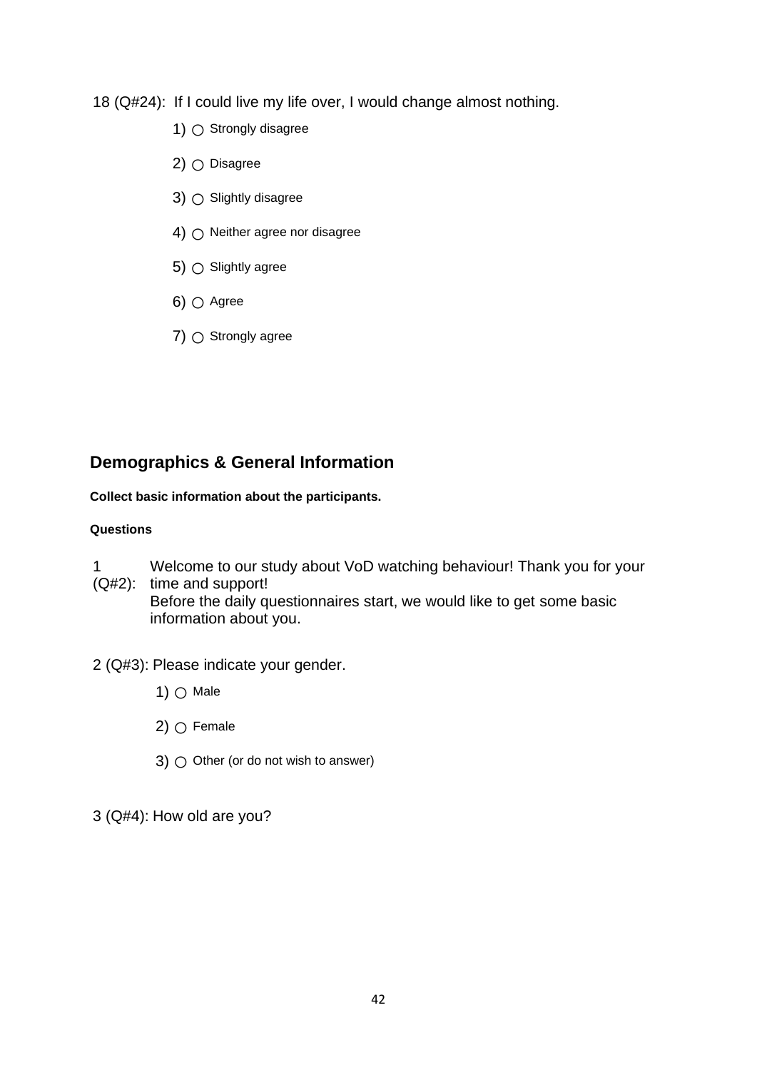18 (Q#24): If I could live my life over, I would change almost nothing.

1) ○ Strongly disagree

2) ○ Disagree

3) ○ Slightly disagree

4) ○ Neither agree nor disagree

5) ○ Slightly agree

6) ○ Agree

7) ○ Strongly agree

## Demographics & General Information

**Collect basic information about the participants.**

**Questions**

1 (Q#2): Welcome to our study about VoD watching behaviour! Thank you for your time and support!
Before the daily questionnaires start, we would like to get some basic information about you.

2 (Q#3): Please indicate your gender.

1) ○ Male

2) ○ Female

3) ○ Other (or do not wish to answer)

3 (Q#4): How old are you?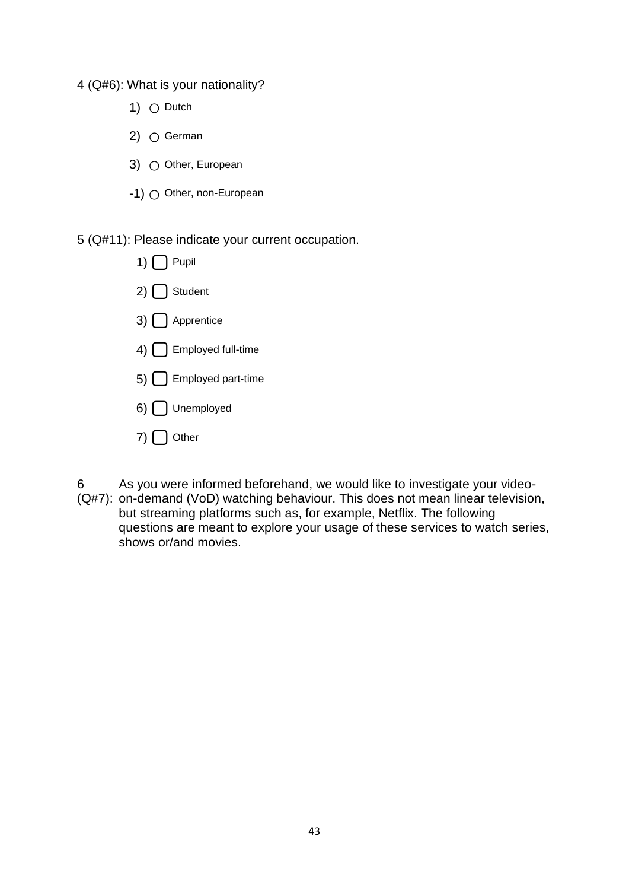4 (Q#6): What is your nationality?

1) ○ Dutch

2) ○ German

3) ○ Other, European

-1) ○ Other, non-European

5 (Q#11): Please indicate your current occupation.

1) ▢ Pupil

2) ▢ Student

3) ▢ Apprentice

4) ▢ Employed full-time

5) ▢ Employed part-time

6) ▢ Unemployed

7) ▢ Other

6 (Q#7): As you were informed beforehand, we would like to investigate your video-on-demand (VoD) watching behaviour. This does not mean linear television, but streaming platforms such as, for example, Netflix. The following questions are meant to explore your usage of these services to watch series, shows or/and movies.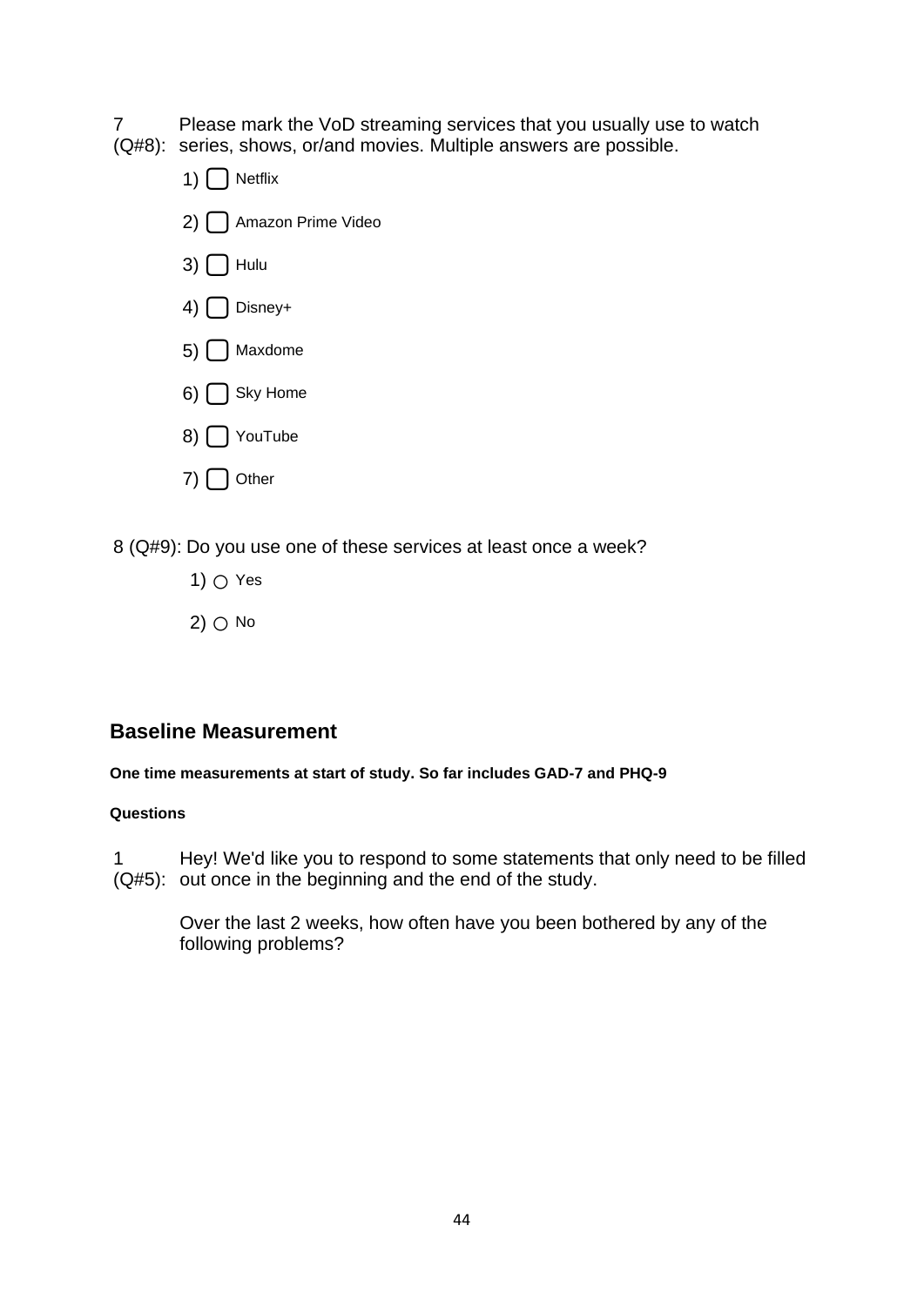7 (Q#8): Please mark the VoD streaming services that you usually use to watch series, shows, or/and movies. Multiple answers are possible.

1) ▢ Netflix

2) ▢ Amazon Prime Video

3) ▢ Hulu

4) ▢ Disney+

5) ▢ Maxdome

6) ▢ Sky Home

8) ▢ YouTube

7) ▢ Other

8 (Q#9): Do you use one of these services at least once a week?

1) ○ Yes

2) ○ No

## Baseline Measurement

**One time measurements at start of study. So far includes GAD-7 and PHQ-9**

**Questions**

1 (Q#5): Hey! We'd like you to respond to some statements that only need to be filled out once in the beginning and the end of the study.

Over the last 2 weeks, how often have you been bothered by any of the following problems?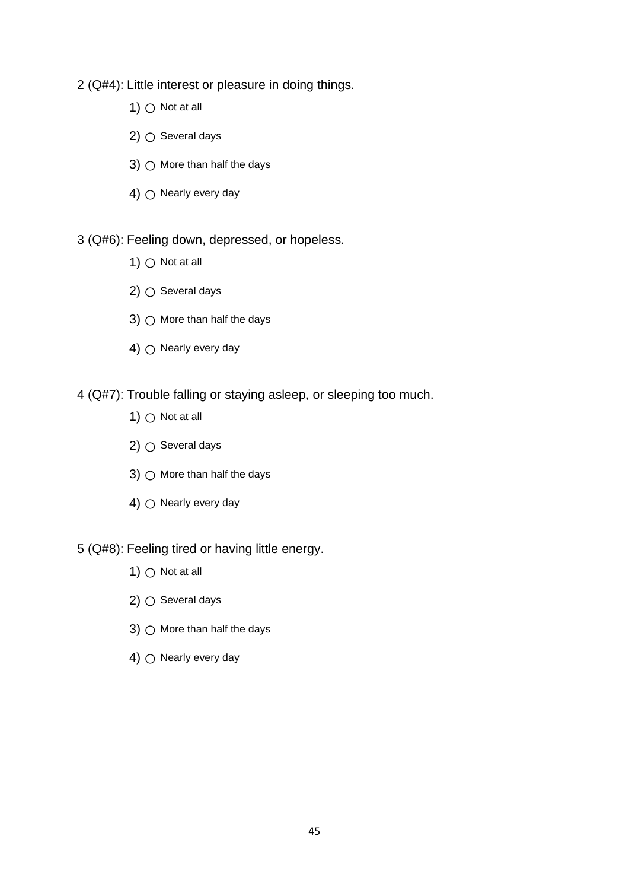2 (Q#4): Little interest or pleasure in doing things.

1) ○ Not at all

2) ○ Several days

3) ○ More than half the days

4) ○ Nearly every day

3 (Q#6): Feeling down, depressed, or hopeless.

1) ○ Not at all

2) ○ Several days

3) ○ More than half the days

4) ○ Nearly every day

4 (Q#7): Trouble falling or staying asleep, or sleeping too much.

1) ○ Not at all

2) ○ Several days

3) ○ More than half the days

4) ○ Nearly every day

5 (Q#8): Feeling tired or having little energy.

1) ○ Not at all

2) ○ Several days

3) ○ More than half the days

4) ○ Nearly every day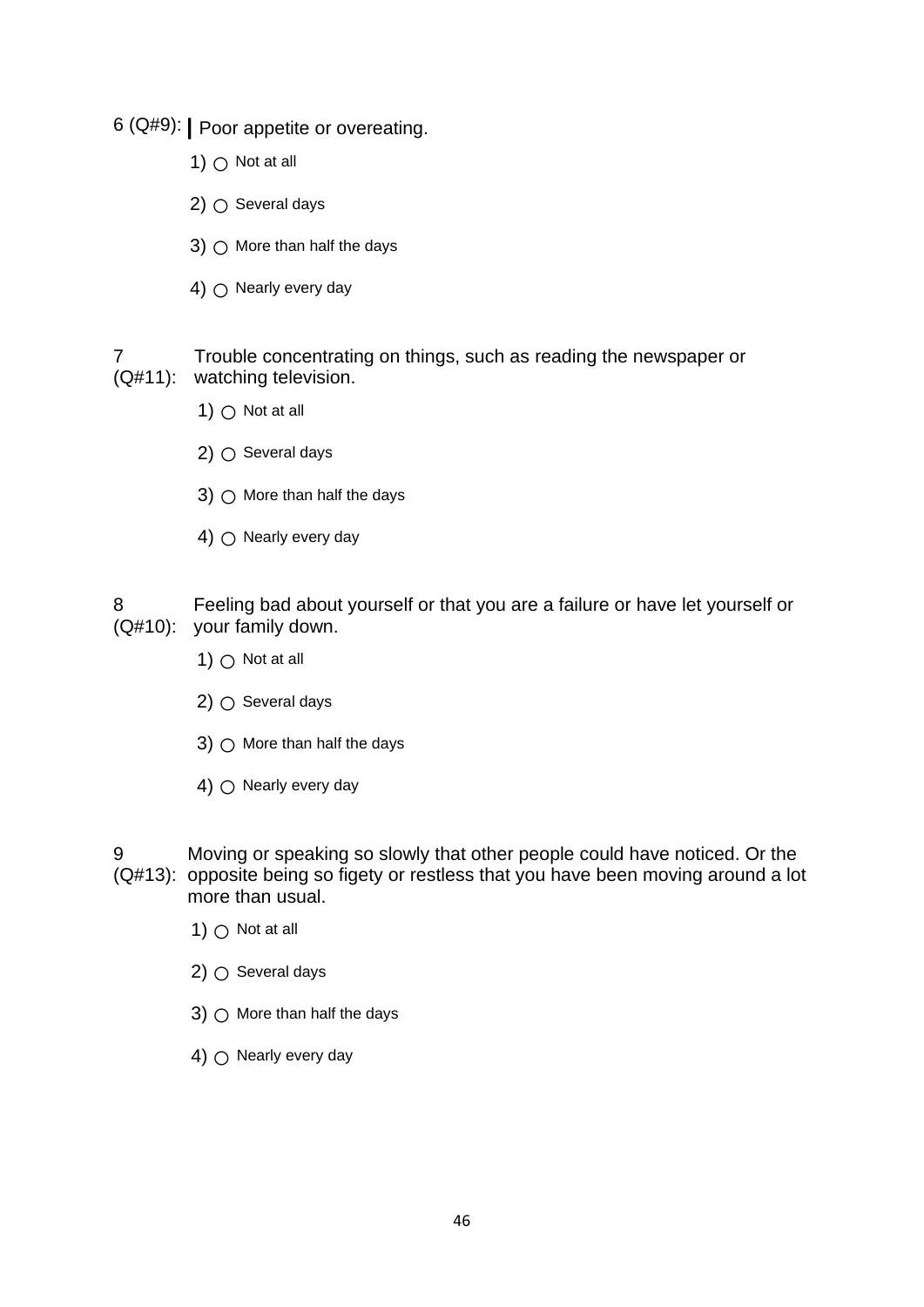6 (Q#9): Poor appetite or overeating.

1) ○ Not at all

2) ○ Several days

3) ○ More than half the days

4) ○ Nearly every day

7 (Q#11): Trouble concentrating on things, such as reading the newspaper or watching television.

1) ○ Not at all

2) ○ Several days

3) ○ More than half the days

4) ○ Nearly every day

8 (Q#10): Feeling bad about yourself or that you are a failure or have let yourself or your family down.

1) ○ Not at all

2) ○ Several days

3) ○ More than half the days

4) ○ Nearly every day

9 (Q#13): Moving or speaking so slowly that other people could have noticed. Or the opposite being so figety or restless that you have been moving around a lot more than usual.

1) ○ Not at all

2) ○ Several days

3) ○ More than half the days

4) ○ Nearly every day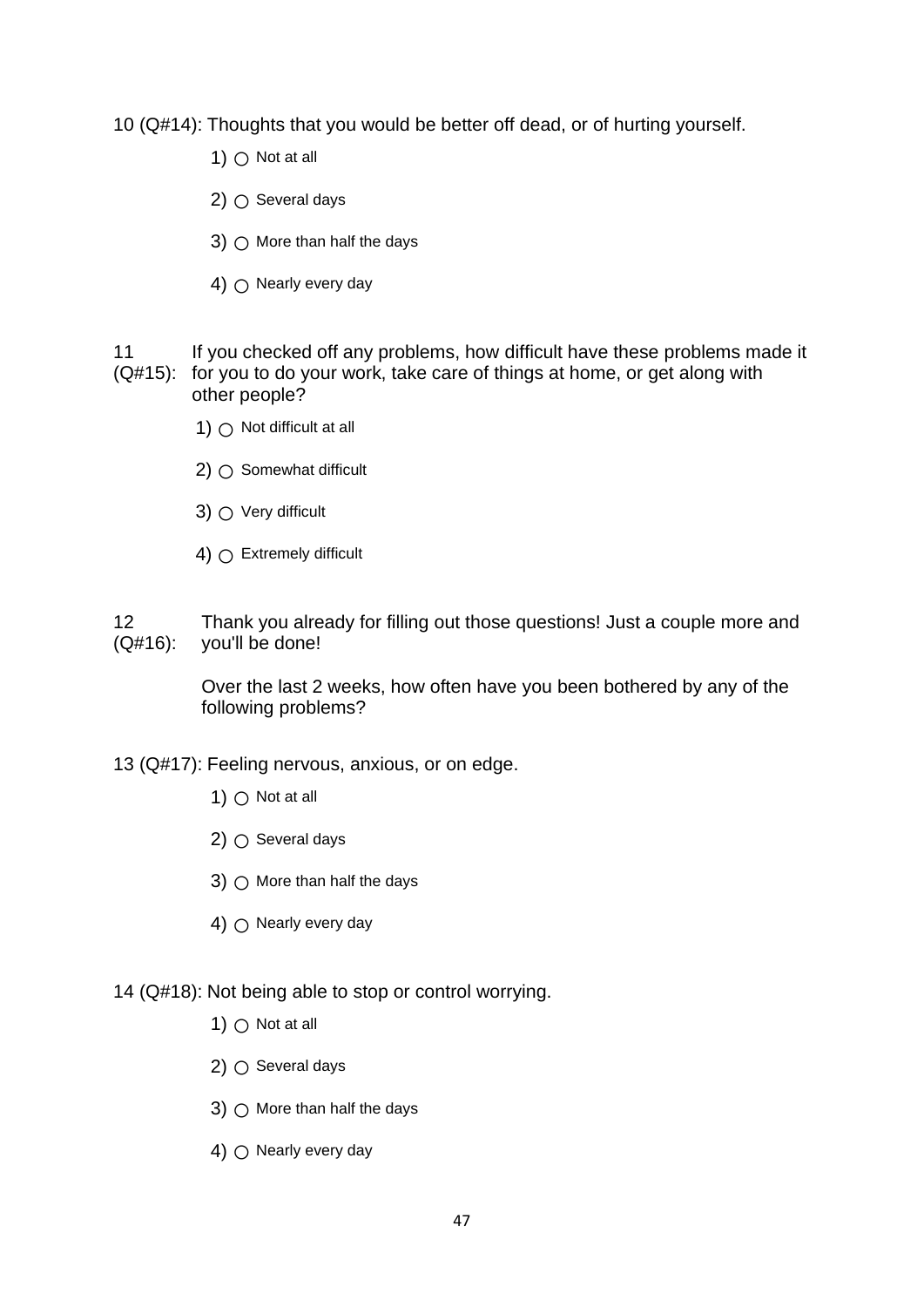10 (Q#14): Thoughts that you would be better off dead, or of hurting yourself.

1) ○ Not at all

2) ○ Several days

3) ○ More than half the days

4) ○ Nearly every day

11 (Q#15): If you checked off any problems, how difficult have these problems made it for you to do your work, take care of things at home, or get along with other people?

1) ○ Not difficult at all

2) ○ Somewhat difficult

3) ○ Very difficult

4) ○ Extremely difficult

12 (Q#16): Thank you already for filling out those questions! Just a couple more and you'll be done!

Over the last 2 weeks, how often have you been bothered by any of the following problems?

13 (Q#17): Feeling nervous, anxious, or on edge.

1) ○ Not at all

2) ○ Several days

3) ○ More than half the days

4) ○ Nearly every day

14 (Q#18): Not being able to stop or control worrying.

1) ○ Not at all

2) ○ Several days

3) ○ More than half the days

4) ○ Nearly every day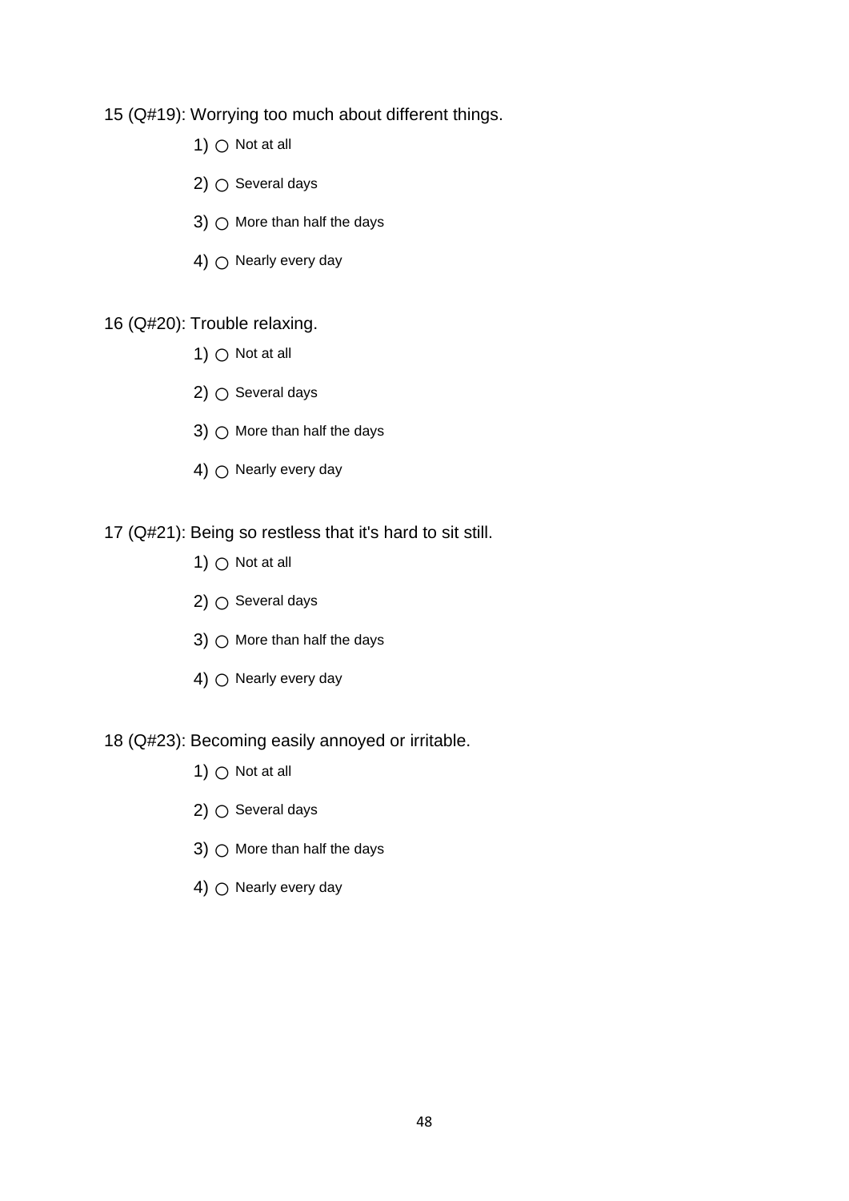15 (Q#19): Worrying too much about different things.

1) ○ Not at all

2) ○ Several days

3) ○ More than half the days

4) ○ Nearly every day

16 (Q#20): Trouble relaxing.

1) ○ Not at all

2) ○ Several days

3) ○ More than half the days

4) ○ Nearly every day

17 (Q#21): Being so restless that it's hard to sit still.

1) ○ Not at all

2) ○ Several days

3) ○ More than half the days

4) ○ Nearly every day

18 (Q#23): Becoming easily annoyed or irritable.

1) ○ Not at all

2) ○ Several days

3) ○ More than half the days

4) ○ Nearly every day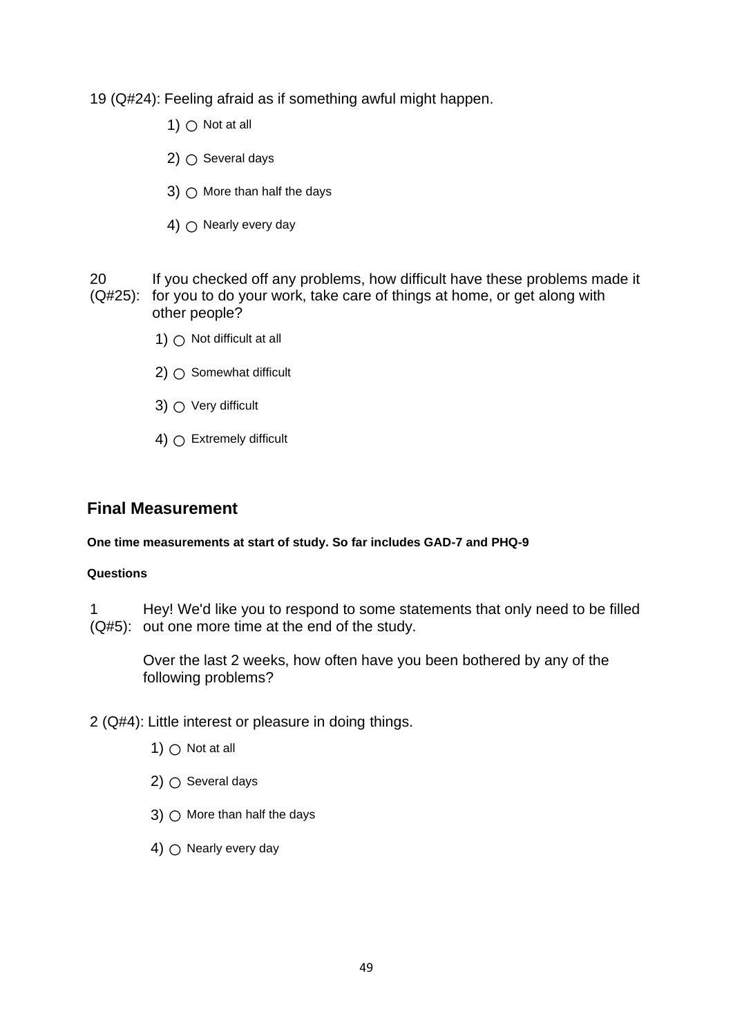19 (Q#24): Feeling afraid as if something awful might happen.

1) ○ Not at all

2) ○ Several days

3) ○ More than half the days

4) ○ Nearly every day

20 (Q#25): If you checked off any problems, how difficult have these problems made it for you to do your work, take care of things at home, or get along with other people?

1) ○ Not difficult at all

2) ○ Somewhat difficult

3) ○ Very difficult

4) ○ Extremely difficult

## Final Measurement

**One time measurements at start of study. So far includes GAD-7 and PHQ-9**

**Questions**

1 (Q#5): Hey! We'd like you to respond to some statements that only need to be filled out one more time at the end of the study.

Over the last 2 weeks, how often have you been bothered by any of the following problems?

2 (Q#4): Little interest or pleasure in doing things.

1) ○ Not at all

2) ○ Several days

3) ○ More than half the days

4) ○ Nearly every day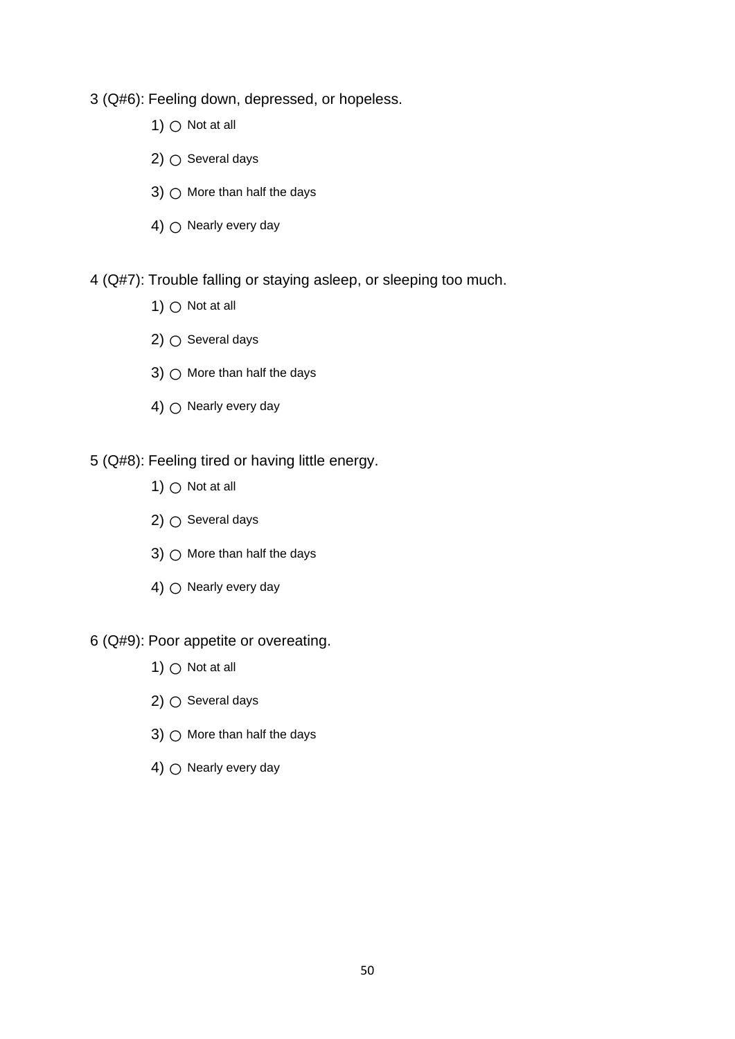3 (Q#6): Feeling down, depressed, or hopeless.

1) ○ Not at all

2) ○ Several days

3) ○ More than half the days

4) ○ Nearly every day

4 (Q#7): Trouble falling or staying asleep, or sleeping too much.

1) ○ Not at all

2) ○ Several days

3) ○ More than half the days

4) ○ Nearly every day

5 (Q#8): Feeling tired or having little energy.

1) ○ Not at all

2) ○ Several days

3) ○ More than half the days

4) ○ Nearly every day

6 (Q#9): Poor appetite or overeating.

1) ○ Not at all

2) ○ Several days

3) ○ More than half the days

4) ○ Nearly every day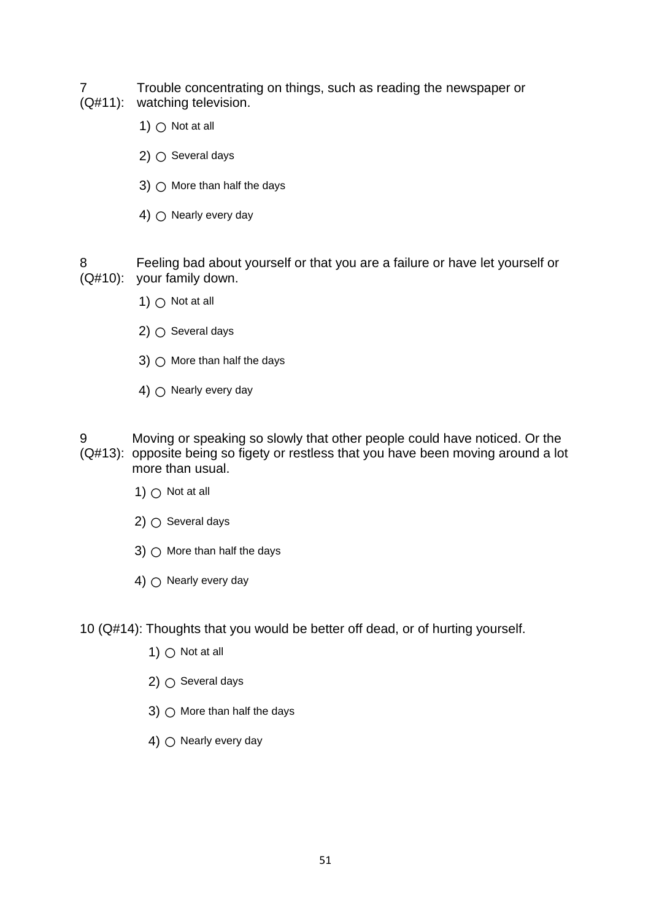7 (Q#11): Trouble concentrating on things, such as reading the newspaper or watching television.

1) ○ Not at all

2) ○ Several days

3) ○ More than half the days

4) ○ Nearly every day

8 (Q#10): Feeling bad about yourself or that you are a failure or have let yourself or your family down.

1) ○ Not at all

2) ○ Several days

3) ○ More than half the days

4) ○ Nearly every day

9 (Q#13): Moving or speaking so slowly that other people could have noticed. Or the opposite being so figety or restless that you have been moving around a lot more than usual.

1) ○ Not at all

2) ○ Several days

3) ○ More than half the days

4) ○ Nearly every day

10 (Q#14): Thoughts that you would be better off dead, or of hurting yourself.

1) ○ Not at all

2) ○ Several days

3) ○ More than half the days

4) ○ Nearly every day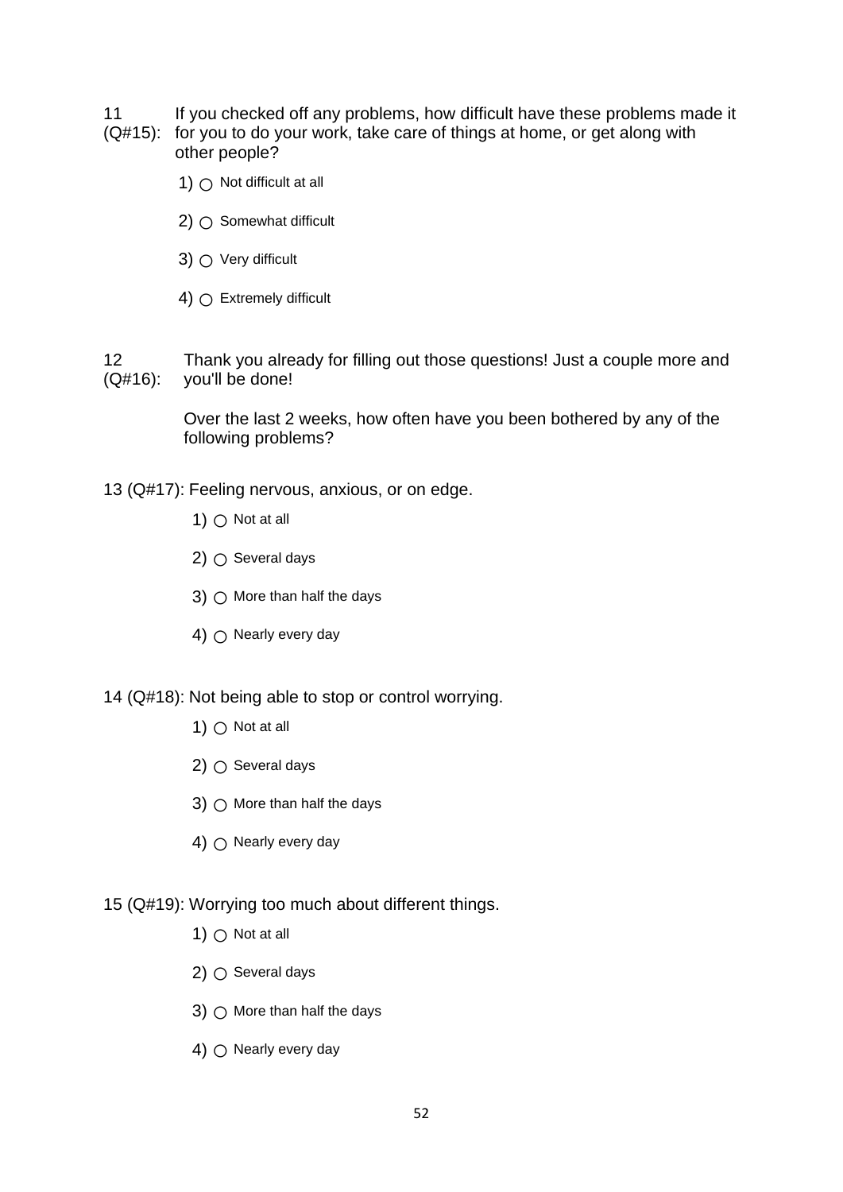11 (Q#15): If you checked off any problems, how difficult have these problems made it for you to do your work, take care of things at home, or get along with other people?

1) ○ Not difficult at all

2) ○ Somewhat difficult

3) ○ Very difficult

4) ○ Extremely difficult

12 (Q#16): Thank you already for filling out those questions! Just a couple more and you'll be done!

Over the last 2 weeks, how often have you been bothered by any of the following problems?

13 (Q#17): Feeling nervous, anxious, or on edge.

1) ○ Not at all

2) ○ Several days

3) ○ More than half the days

4) ○ Nearly every day

14 (Q#18): Not being able to stop or control worrying.

1) ○ Not at all

2) ○ Several days

3) ○ More than half the days

4) ○ Nearly every day

15 (Q#19): Worrying too much about different things.

1) ○ Not at all

2) ○ Several days

3) ○ More than half the days

4) ○ Nearly every day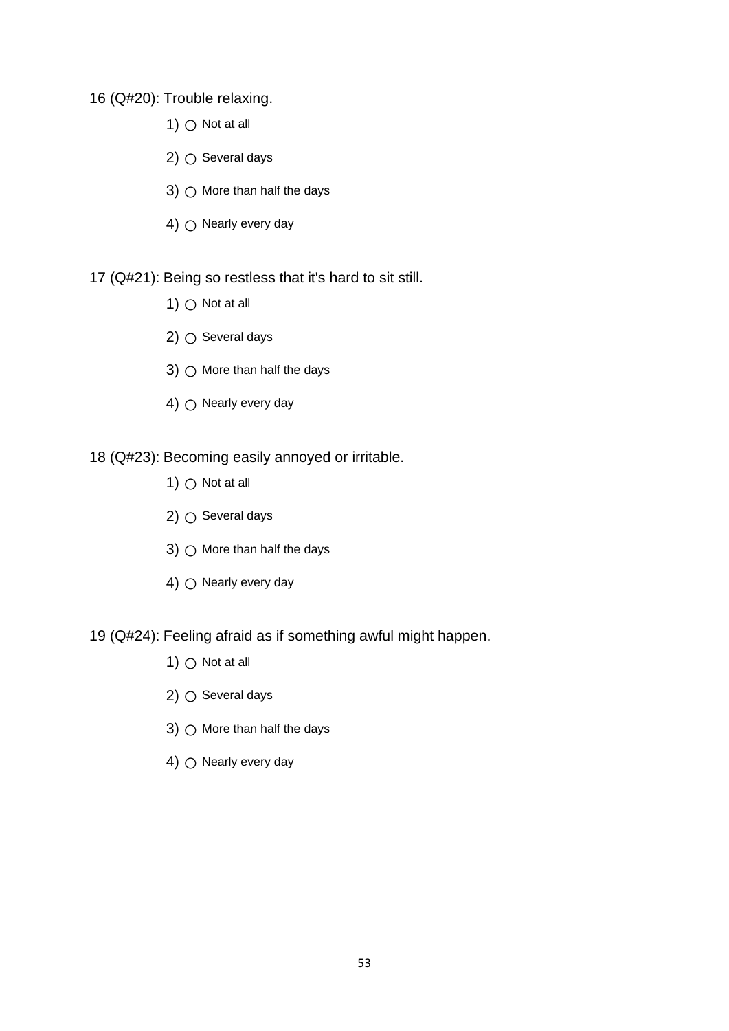16 (Q#20): Trouble relaxing.

1) ○ Not at all

2) ○ Several days

3) ○ More than half the days

4) ○ Nearly every day

17 (Q#21): Being so restless that it's hard to sit still.

1) ○ Not at all

2) ○ Several days

3) ○ More than half the days

4) ○ Nearly every day

18 (Q#23): Becoming easily annoyed or irritable.

1) ○ Not at all

2) ○ Several days

3) ○ More than half the days

4) ○ Nearly every day

19 (Q#24): Feeling afraid as if something awful might happen.

1) ○ Not at all

2) ○ Several days

3) ○ More than half the days

4) ○ Nearly every day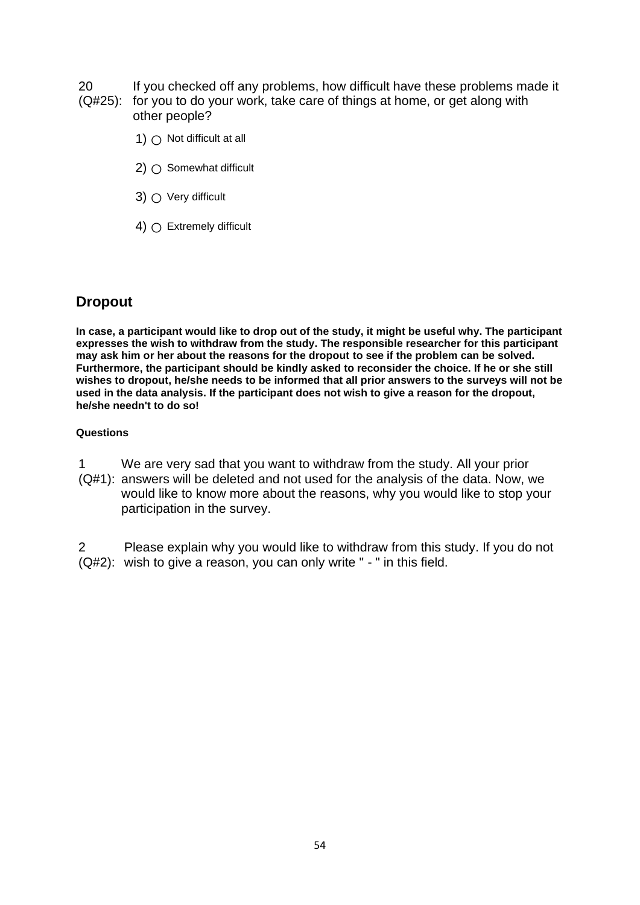20 (Q#25): If you checked off any problems, how difficult have these problems made it for you to do your work, take care of things at home, or get along with other people?

1) ○ Not difficult at all

2) ○ Somewhat difficult

3) ○ Very difficult

4) ○ Extremely difficult

## Dropout

**In case, a participant would like to drop out of the study, it might be useful why. The participant expresses the wish to withdraw from the study. The responsible researcher for this participant may ask him or her about the reasons for the dropout to see if the problem can be solved. Furthermore, the participant should be kindly asked to reconsider the choice. If he or she still wishes to dropout, he/she needs to be informed that all prior answers to the surveys will not be used in the data analysis. If the participant does not wish to give a reason for the dropout, he/she needn't to do so!**

**Questions**

1 (Q#1): We are very sad that you want to withdraw from the study. All your prior answers will be deleted and not used for the analysis of the data. Now, we would like to know more about the reasons, why you would like to stop your participation in the survey.

2 (Q#2): Please explain why you would like to withdraw from this study. If you do not wish to give a reason, you can only write " - " in this field.